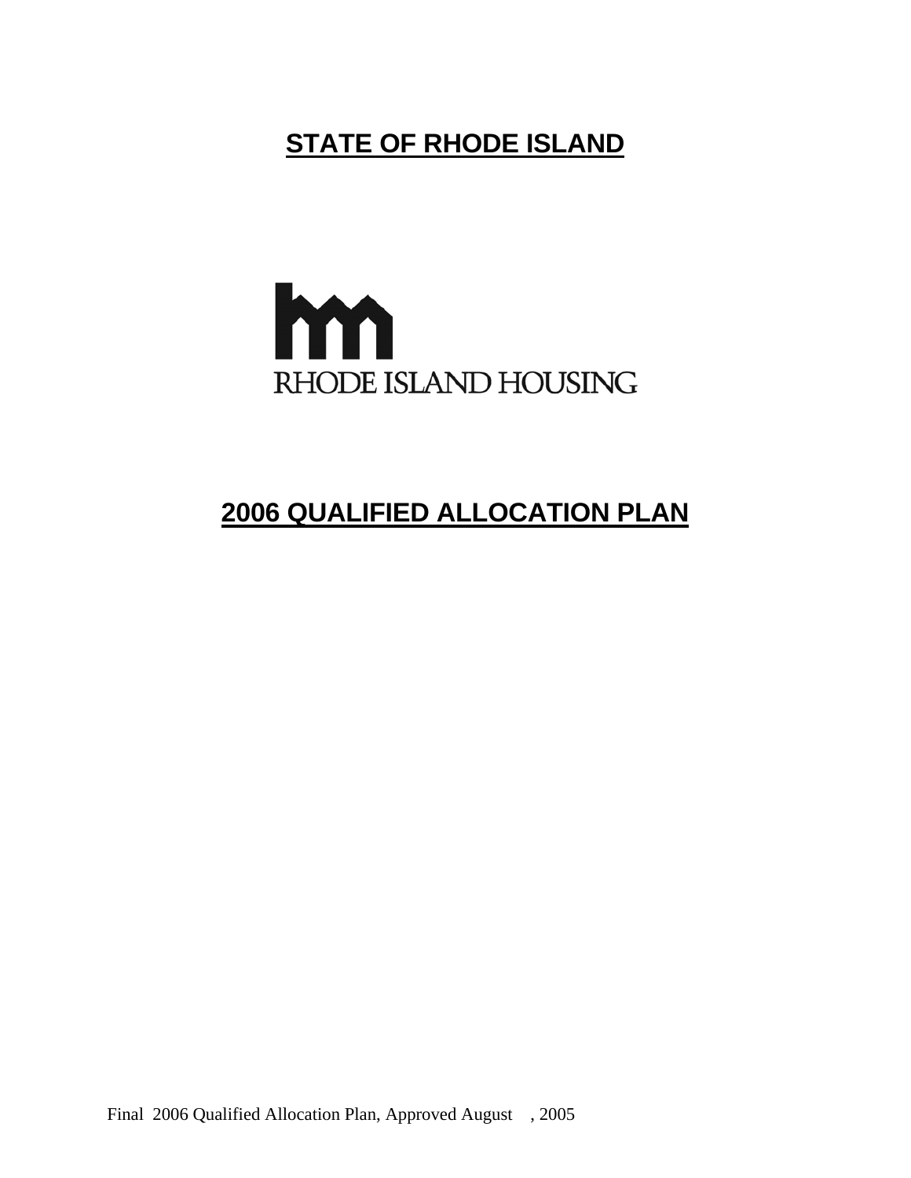# STATE OF RHODE ISLAND

RHODE ISLAND HOUSING

# 2006 QUALIFIED ALLOCATION PLAN

Final 2006 Qualified Allocation Plan, Approved August , 2005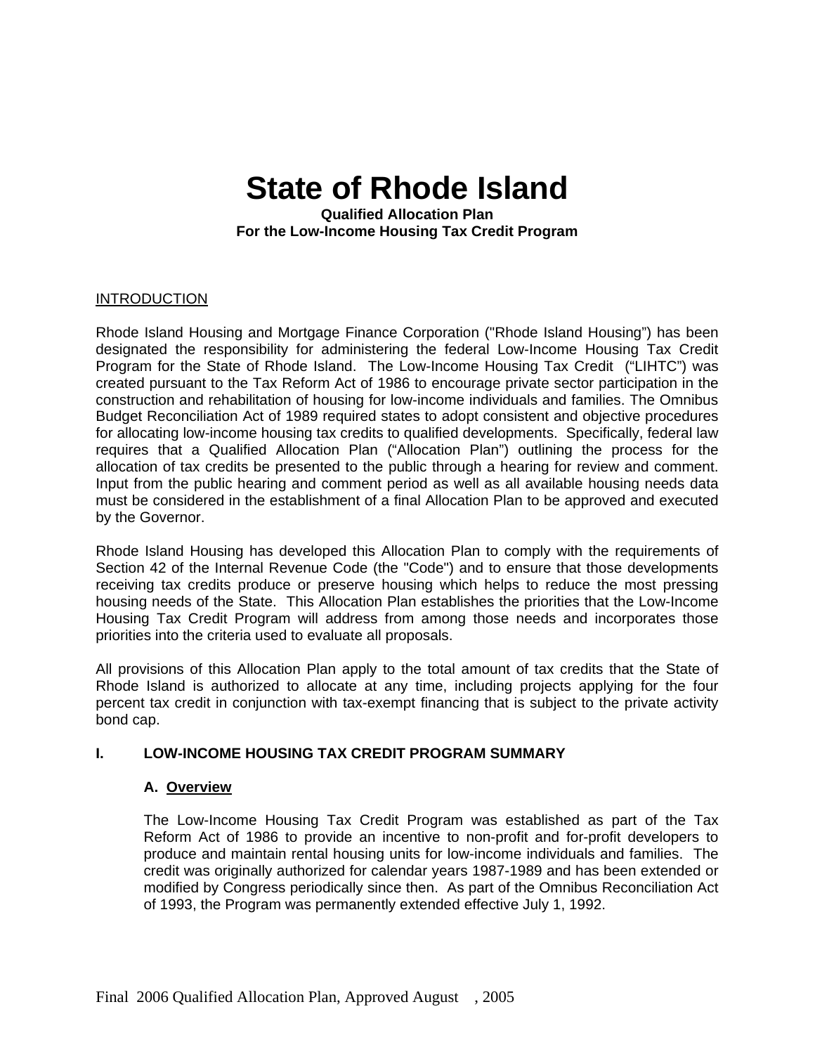# State of Rhode Island

**Qualified Allocation Plan**
**For the Low-Income Housing Tax Credit Program**

INTRODUCTION

Rhode Island Housing and Mortgage Finance Corporation ("Rhode Island Housing") has been designated the responsibility for administering the federal Low-Income Housing Tax Credit Program for the State of Rhode Island. The Low-Income Housing Tax Credit ("LIHTC") was created pursuant to the Tax Reform Act of 1986 to encourage private sector participation in the construction and rehabilitation of housing for low-income individuals and families. The Omnibus Budget Reconciliation Act of 1989 required states to adopt consistent and objective procedures for allocating low-income housing tax credits to qualified developments. Specifically, federal law requires that a Qualified Allocation Plan ("Allocation Plan") outlining the process for the allocation of tax credits be presented to the public through a hearing for review and comment. Input from the public hearing and comment period as well as all available housing needs data must be considered in the establishment of a final Allocation Plan to be approved and executed by the Governor.

Rhode Island Housing has developed this Allocation Plan to comply with the requirements of Section 42 of the Internal Revenue Code (the "Code") and to ensure that those developments receiving tax credits produce or preserve housing which helps to reduce the most pressing housing needs of the State. This Allocation Plan establishes the priorities that the Low-Income Housing Tax Credit Program will address from among those needs and incorporates those priorities into the criteria used to evaluate all proposals.

All provisions of this Allocation Plan apply to the total amount of tax credits that the State of Rhode Island is authorized to allocate at any time, including projects applying for the four percent tax credit in conjunction with tax-exempt financing that is subject to the private activity bond cap.

## I. LOW-INCOME HOUSING TAX CREDIT PROGRAM SUMMARY

### A. Overview

The Low-Income Housing Tax Credit Program was established as part of the Tax Reform Act of 1986 to provide an incentive to non-profit and for-profit developers to produce and maintain rental housing units for low-income individuals and families. The credit was originally authorized for calendar years 1987-1989 and has been extended or modified by Congress periodically since then. As part of the Omnibus Reconciliation Act of 1993, the Program was permanently extended effective July 1, 1992.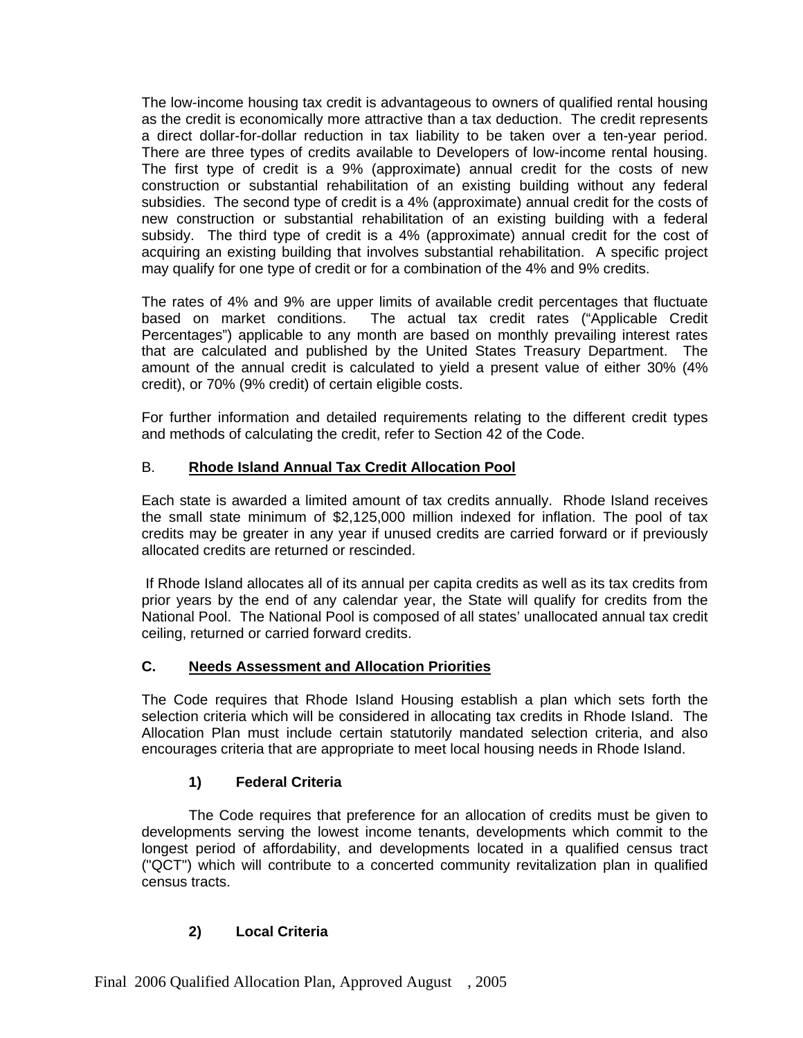The low-income housing tax credit is advantageous to owners of qualified rental housing as the credit is economically more attractive than a tax deduction. The credit represents a direct dollar-for-dollar reduction in tax liability to be taken over a ten-year period. There are three types of credits available to Developers of low-income rental housing. The first type of credit is a 9% (approximate) annual credit for the costs of new construction or substantial rehabilitation of an existing building without any federal subsidies. The second type of credit is a 4% (approximate) annual credit for the costs of new construction or substantial rehabilitation of an existing building with a federal subsidy. The third type of credit is a 4% (approximate) annual credit for the cost of acquiring an existing building that involves substantial rehabilitation. A specific project may qualify for one type of credit or for a combination of the 4% and 9% credits.

The rates of 4% and 9% are upper limits of available credit percentages that fluctuate based on market conditions. The actual tax credit rates ("Applicable Credit Percentages") applicable to any month are based on monthly prevailing interest rates that are calculated and published by the United States Treasury Department. The amount of the annual credit is calculated to yield a present value of either 30% (4% credit), or 70% (9% credit) of certain eligible costs.

For further information and detailed requirements relating to the different credit types and methods of calculating the credit, refer to Section 42 of the Code.

## B. Rhode Island Annual Tax Credit Allocation Pool

Each state is awarded a limited amount of tax credits annually. Rhode Island receives the small state minimum of $2,125,000 million indexed for inflation. The pool of tax credits may be greater in any year if unused credits are carried forward or if previously allocated credits are returned or rescinded.

If Rhode Island allocates all of its annual per capita credits as well as its tax credits from prior years by the end of any calendar year, the State will qualify for credits from the National Pool. The National Pool is composed of all states' unallocated annual tax credit ceiling, returned or carried forward credits.

## C. Needs Assessment and Allocation Priorities

The Code requires that Rhode Island Housing establish a plan which sets forth the selection criteria which will be considered in allocating tax credits in Rhode Island. The Allocation Plan must include certain statutorily mandated selection criteria, and also encourages criteria that are appropriate to meet local housing needs in Rhode Island.

### 1) Federal Criteria

The Code requires that preference for an allocation of credits must be given to developments serving the lowest income tenants, developments which commit to the longest period of affordability, and developments located in a qualified census tract ("QCT") which will contribute to a concerted community revitalization plan in qualified census tracts.

### 2) Local Criteria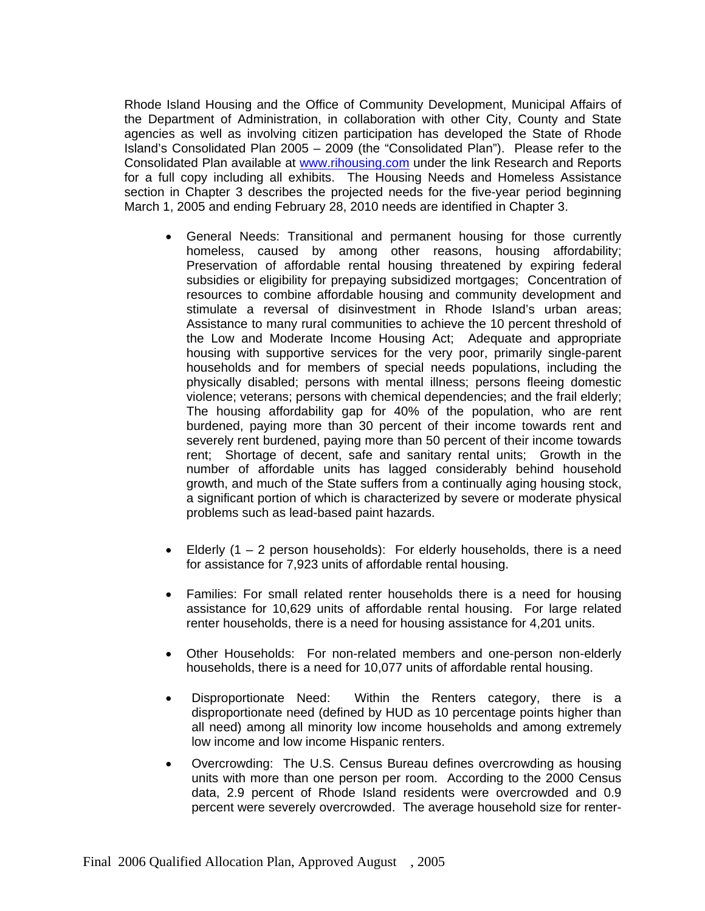Rhode Island Housing and the Office of Community Development, Municipal Affairs of the Department of Administration, in collaboration with other City, County and State agencies as well as involving citizen participation has developed the State of Rhode Island's Consolidated Plan 2005 – 2009 (the "Consolidated Plan"). Please refer to the Consolidated Plan available at www.rihousing.com under the link Research and Reports for a full copy including all exhibits. The Housing Needs and Homeless Assistance section in Chapter 3 describes the projected needs for the five-year period beginning March 1, 2005 and ending February 28, 2010 needs are identified in Chapter 3.

- General Needs: Transitional and permanent housing for those currently homeless, caused by among other reasons, housing affordability; Preservation of affordable rental housing threatened by expiring federal subsidies or eligibility for prepaying subsidized mortgages; Concentration of resources to combine affordable housing and community development and stimulate a reversal of disinvestment in Rhode Island's urban areas; Assistance to many rural communities to achieve the 10 percent threshold of the Low and Moderate Income Housing Act; Adequate and appropriate housing with supportive services for the very poor, primarily single-parent households and for members of special needs populations, including the physically disabled; persons with mental illness; persons fleeing domestic violence; veterans; persons with chemical dependencies; and the frail elderly; The housing affordability gap for 40% of the population, who are rent burdened, paying more than 30 percent of their income towards rent and severely rent burdened, paying more than 50 percent of their income towards rent; Shortage of decent, safe and sanitary rental units; Growth in the number of affordable units has lagged considerably behind household growth, and much of the State suffers from a continually aging housing stock, a significant portion of which is characterized by severe or moderate physical problems such as lead-based paint hazards.

- Elderly (1 – 2 person households): For elderly households, there is a need for assistance for 7,923 units of affordable rental housing.

- Families: For small related renter households there is a need for housing assistance for 10,629 units of affordable rental housing. For large related renter households, there is a need for housing assistance for 4,201 units.

- Other Households: For non-related members and one-person non-elderly households, there is a need for 10,077 units of affordable rental housing.

- Disproportionate Need: Within the Renters category, there is a disproportionate need (defined by HUD as 10 percentage points higher than all need) among all minority low income households and among extremely low income and low income Hispanic renters.

- Overcrowding: The U.S. Census Bureau defines overcrowding as housing units with more than one person per room. According to the 2000 Census data, 2.9 percent of Rhode Island residents were overcrowded and 0.9 percent were severely overcrowded. The average household size for renter-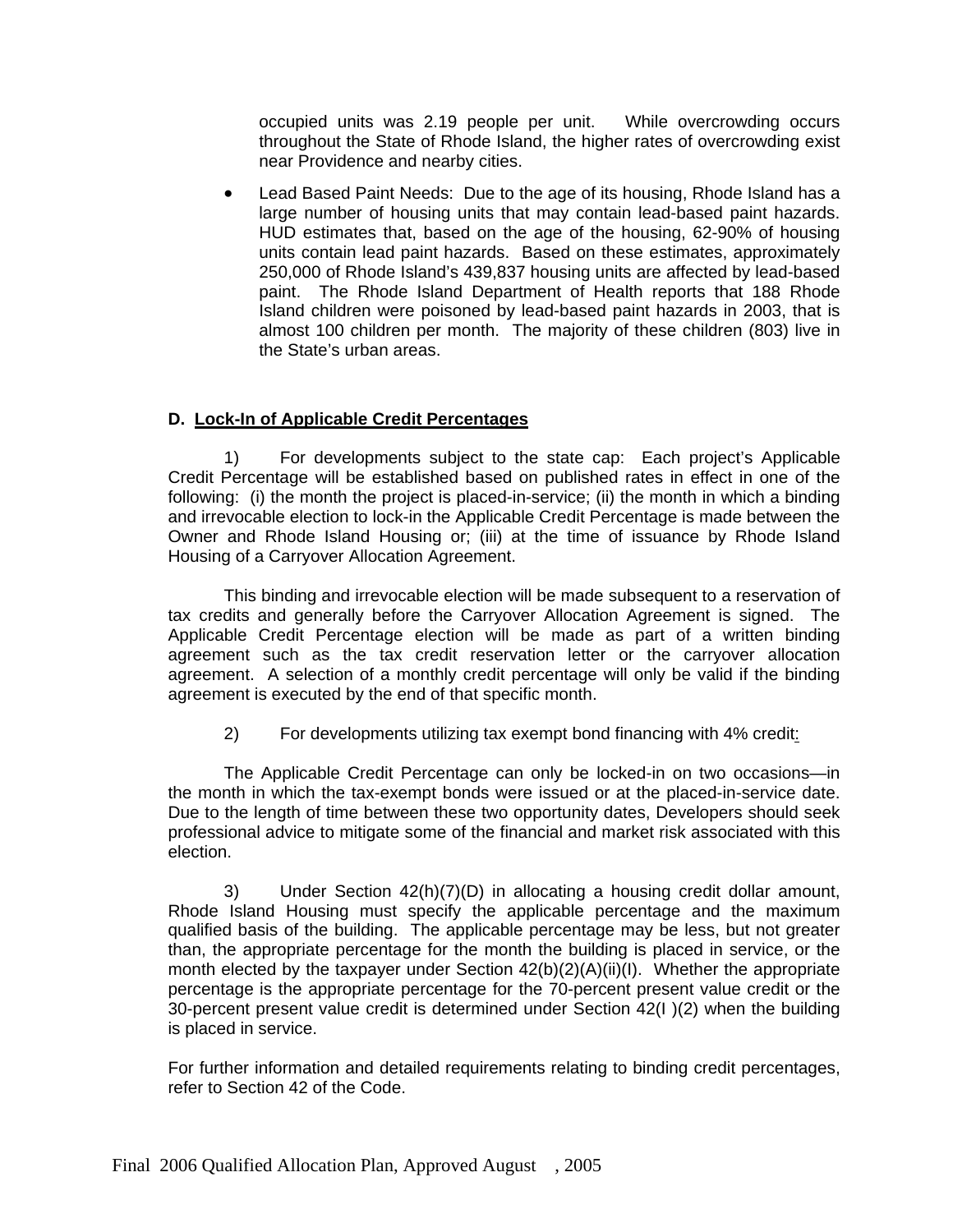occupied units was 2.19 people per unit. While overcrowding occurs throughout the State of Rhode Island, the higher rates of overcrowding exist near Providence and nearby cities.

- Lead Based Paint Needs: Due to the age of its housing, Rhode Island has a large number of housing units that may contain lead-based paint hazards. HUD estimates that, based on the age of the housing, 62-90% of housing units contain lead paint hazards. Based on these estimates, approximately 250,000 of Rhode Island's 439,837 housing units are affected by lead-based paint. The Rhode Island Department of Health reports that 188 Rhode Island children were poisoned by lead-based paint hazards in 2003, that is almost 100 children per month. The majority of these children (803) live in the State's urban areas.

### D. Lock-In of Applicable Credit Percentages

1) For developments subject to the state cap: Each project's Applicable Credit Percentage will be established based on published rates in effect in one of the following: (i) the month the project is placed-in-service; (ii) the month in which a binding and irrevocable election to lock-in the Applicable Credit Percentage is made between the Owner and Rhode Island Housing or; (iii) at the time of issuance by Rhode Island Housing of a Carryover Allocation Agreement.

This binding and irrevocable election will be made subsequent to a reservation of tax credits and generally before the Carryover Allocation Agreement is signed. The Applicable Credit Percentage election will be made as part of a written binding agreement such as the tax credit reservation letter or the carryover allocation agreement. A selection of a monthly credit percentage will only be valid if the binding agreement is executed by the end of that specific month.

2) For developments utilizing tax exempt bond financing with 4% credit:

The Applicable Credit Percentage can only be locked-in on two occasions—in the month in which the tax-exempt bonds were issued or at the placed-in-service date. Due to the length of time between these two opportunity dates, Developers should seek professional advice to mitigate some of the financial and market risk associated with this election.

3) Under Section 42(h)(7)(D) in allocating a housing credit dollar amount, Rhode Island Housing must specify the applicable percentage and the maximum qualified basis of the building. The applicable percentage may be less, but not greater than, the appropriate percentage for the month the building is placed in service, or the month elected by the taxpayer under Section 42(b)(2)(A)(ii)(I). Whether the appropriate percentage is the appropriate percentage for the 70-percent present value credit or the 30-percent present value credit is determined under Section 42(I )(2) when the building is placed in service.

For further information and detailed requirements relating to binding credit percentages, refer to Section 42 of the Code.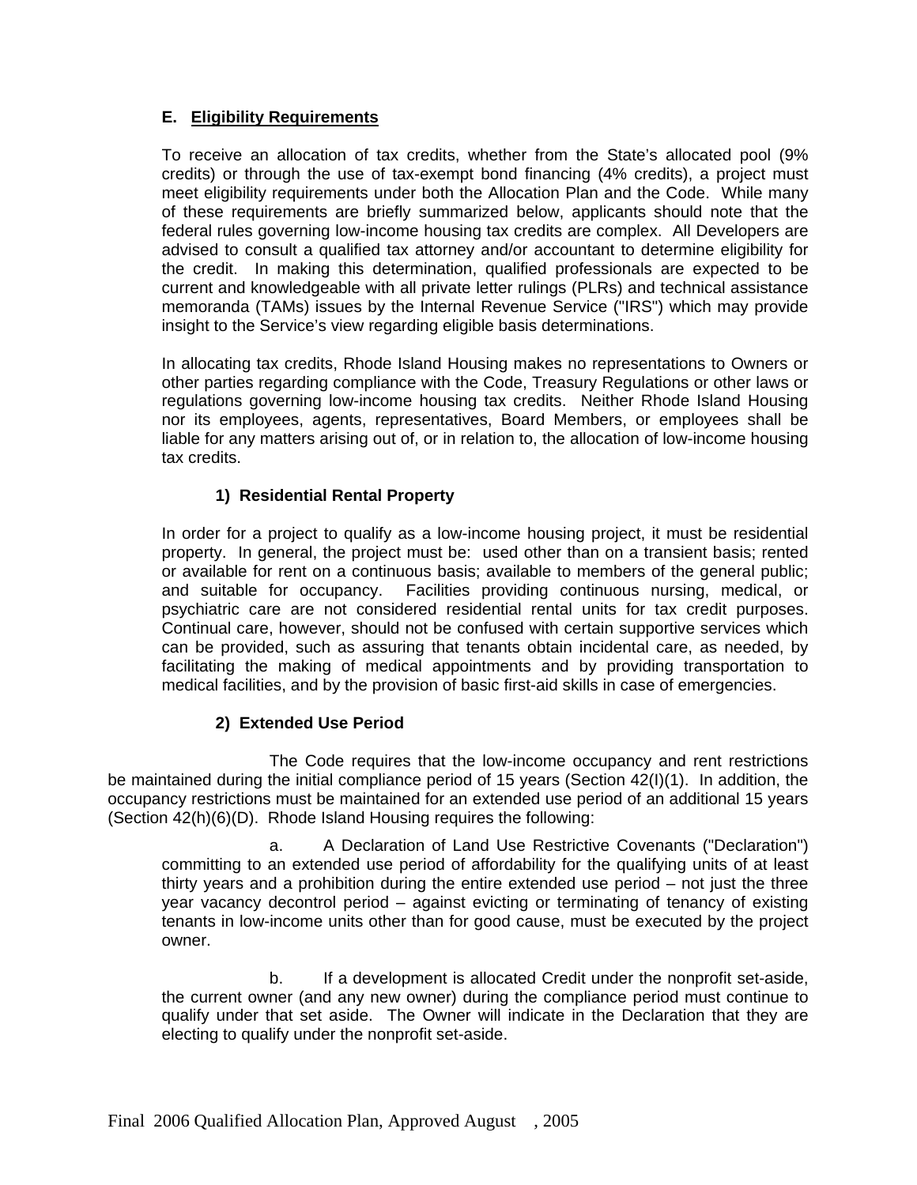## E. Eligibility Requirements

To receive an allocation of tax credits, whether from the State's allocated pool (9% credits) or through the use of tax-exempt bond financing (4% credits), a project must meet eligibility requirements under both the Allocation Plan and the Code. While many of these requirements are briefly summarized below, applicants should note that the federal rules governing low-income housing tax credits are complex. All Developers are advised to consult a qualified tax attorney and/or accountant to determine eligibility for the credit. In making this determination, qualified professionals are expected to be current and knowledgeable with all private letter rulings (PLRs) and technical assistance memoranda (TAMs) issues by the Internal Revenue Service ("IRS") which may provide insight to the Service's view regarding eligible basis determinations.

In allocating tax credits, Rhode Island Housing makes no representations to Owners or other parties regarding compliance with the Code, Treasury Regulations or other laws or regulations governing low-income housing tax credits. Neither Rhode Island Housing nor its employees, agents, representatives, Board Members, or employees shall be liable for any matters arising out of, or in relation to, the allocation of low-income housing tax credits.

### 1) Residential Rental Property

In order for a project to qualify as a low-income housing project, it must be residential property. In general, the project must be: used other than on a transient basis; rented or available for rent on a continuous basis; available to members of the general public; and suitable for occupancy. Facilities providing continuous nursing, medical, or psychiatric care are not considered residential rental units for tax credit purposes. Continual care, however, should not be confused with certain supportive services which can be provided, such as assuring that tenants obtain incidental care, as needed, by facilitating the making of medical appointments and by providing transportation to medical facilities, and by the provision of basic first-aid skills in case of emergencies.

### 2) Extended Use Period

The Code requires that the low-income occupancy and rent restrictions be maintained during the initial compliance period of 15 years (Section 42(I)(1). In addition, the occupancy restrictions must be maintained for an extended use period of an additional 15 years (Section 42(h)(6)(D). Rhode Island Housing requires the following:

a. A Declaration of Land Use Restrictive Covenants ("Declaration") committing to an extended use period of affordability for the qualifying units of at least thirty years and a prohibition during the entire extended use period – not just the three year vacancy decontrol period – against evicting or terminating of tenancy of existing tenants in low-income units other than for good cause, must be executed by the project owner.

b. If a development is allocated Credit under the nonprofit set-aside, the current owner (and any new owner) during the compliance period must continue to qualify under that set aside. The Owner will indicate in the Declaration that they are electing to qualify under the nonprofit set-aside.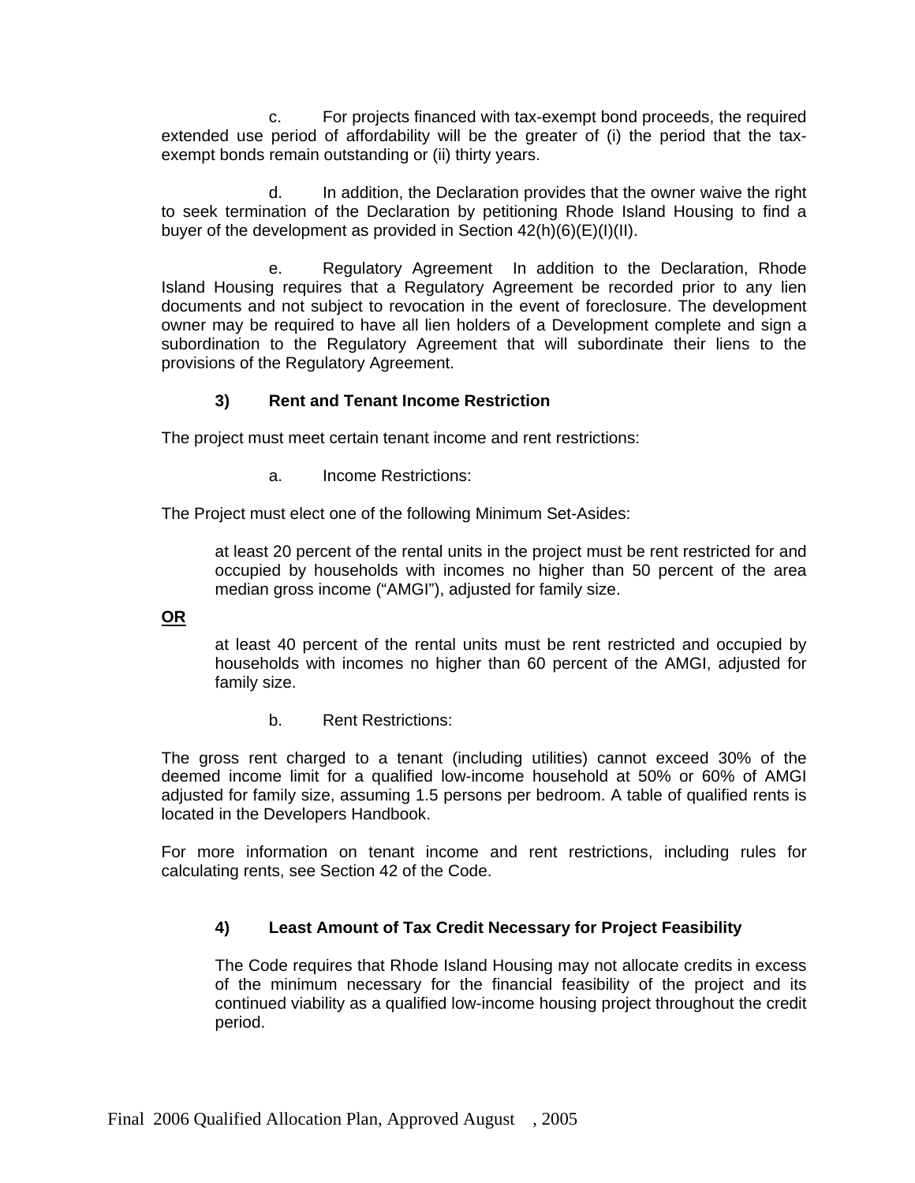c. For projects financed with tax-exempt bond proceeds, the required extended use period of affordability will be the greater of (i) the period that the tax-exempt bonds remain outstanding or (ii) thirty years.

d. In addition, the Declaration provides that the owner waive the right to seek termination of the Declaration by petitioning Rhode Island Housing to find a buyer of the development as provided in Section 42(h)(6)(E)(I)(II).

e. Regulatory Agreement In addition to the Declaration, Rhode Island Housing requires that a Regulatory Agreement be recorded prior to any lien documents and not subject to revocation in the event of foreclosure. The development owner may be required to have all lien holders of a Development complete and sign a subordination to the Regulatory Agreement that will subordinate their liens to the provisions of the Regulatory Agreement.

### 3) Rent and Tenant Income Restriction

The project must meet certain tenant income and rent restrictions:

a. Income Restrictions:

The Project must elect one of the following Minimum Set-Asides:

> at least 20 percent of the rental units in the project must be rent restricted for and occupied by households with incomes no higher than 50 percent of the area median gross income ("AMGI"), adjusted for family size.

**OR**

> at least 40 percent of the rental units must be rent restricted and occupied by households with incomes no higher than 60 percent of the AMGI, adjusted for family size.

b. Rent Restrictions:

The gross rent charged to a tenant (including utilities) cannot exceed 30% of the deemed income limit for a qualified low-income household at 50% or 60% of AMGI adjusted for family size, assuming 1.5 persons per bedroom. A table of qualified rents is located in the Developers Handbook.

For more information on tenant income and rent restrictions, including rules for calculating rents, see Section 42 of the Code.

### 4) Least Amount of Tax Credit Necessary for Project Feasibility

The Code requires that Rhode Island Housing may not allocate credits in excess of the minimum necessary for the financial feasibility of the project and its continued viability as a qualified low-income housing project throughout the credit period.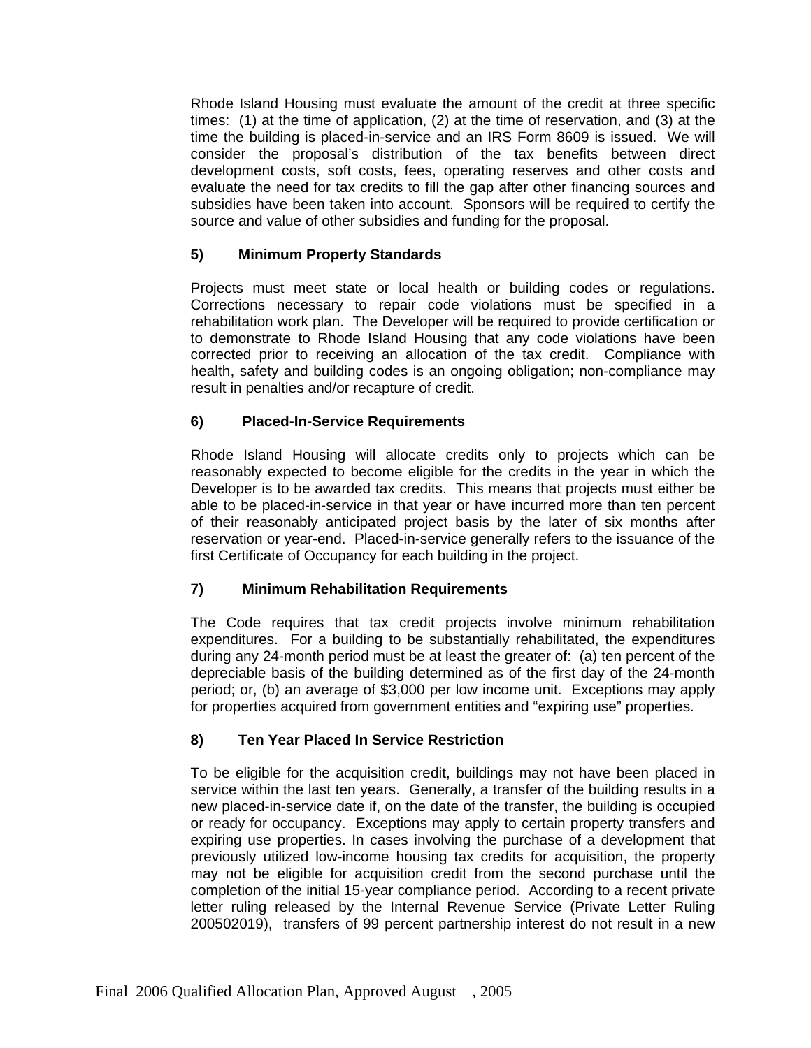Rhode Island Housing must evaluate the amount of the credit at three specific times: (1) at the time of application, (2) at the time of reservation, and (3) at the time the building is placed-in-service and an IRS Form 8609 is issued. We will consider the proposal's distribution of the tax benefits between direct development costs, soft costs, fees, operating reserves and other costs and evaluate the need for tax credits to fill the gap after other financing sources and subsidies have been taken into account. Sponsors will be required to certify the source and value of other subsidies and funding for the proposal.

**5) Minimum Property Standards**

Projects must meet state or local health or building codes or regulations. Corrections necessary to repair code violations must be specified in a rehabilitation work plan. The Developer will be required to provide certification or to demonstrate to Rhode Island Housing that any code violations have been corrected prior to receiving an allocation of the tax credit. Compliance with health, safety and building codes is an ongoing obligation; non-compliance may result in penalties and/or recapture of credit.

**6) Placed-In-Service Requirements**

Rhode Island Housing will allocate credits only to projects which can be reasonably expected to become eligible for the credits in the year in which the Developer is to be awarded tax credits. This means that projects must either be able to be placed-in-service in that year or have incurred more than ten percent of their reasonably anticipated project basis by the later of six months after reservation or year-end. Placed-in-service generally refers to the issuance of the first Certificate of Occupancy for each building in the project.

**7) Minimum Rehabilitation Requirements**

The Code requires that tax credit projects involve minimum rehabilitation expenditures. For a building to be substantially rehabilitated, the expenditures during any 24-month period must be at least the greater of: (a) ten percent of the depreciable basis of the building determined as of the first day of the 24-month period; or, (b) an average of $3,000 per low income unit. Exceptions may apply for properties acquired from government entities and "expiring use" properties.

**8) Ten Year Placed In Service Restriction**

To be eligible for the acquisition credit, buildings may not have been placed in service within the last ten years. Generally, a transfer of the building results in a new placed-in-service date if, on the date of the transfer, the building is occupied or ready for occupancy. Exceptions may apply to certain property transfers and expiring use properties. In cases involving the purchase of a development that previously utilized low-income housing tax credits for acquisition, the property may not be eligible for acquisition credit from the second purchase until the completion of the initial 15-year compliance period. According to a recent private letter ruling released by the Internal Revenue Service (Private Letter Ruling 200502019), transfers of 99 percent partnership interest do not result in a new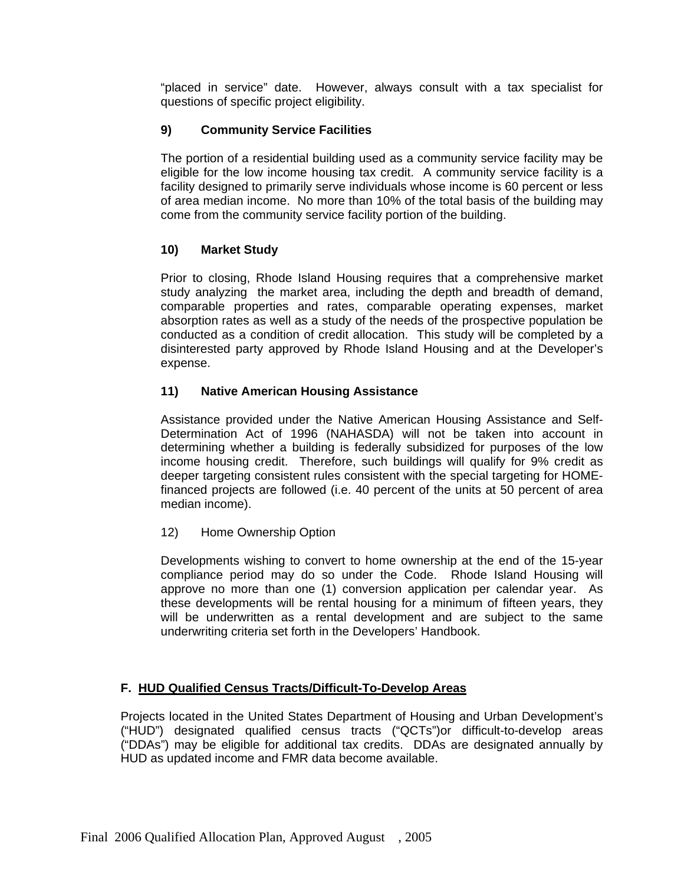"placed in service" date. However, always consult with a tax specialist for questions of specific project eligibility.

**9) Community Service Facilities**

The portion of a residential building used as a community service facility may be eligible for the low income housing tax credit. A community service facility is a facility designed to primarily serve individuals whose income is 60 percent or less of area median income. No more than 10% of the total basis of the building may come from the community service facility portion of the building.

**10) Market Study**

Prior to closing, Rhode Island Housing requires that a comprehensive market study analyzing the market area, including the depth and breadth of demand, comparable properties and rates, comparable operating expenses, market absorption rates as well as a study of the needs of the prospective population be conducted as a condition of credit allocation. This study will be completed by a disinterested party approved by Rhode Island Housing and at the Developer's expense.

**11) Native American Housing Assistance**

Assistance provided under the Native American Housing Assistance and Self-Determination Act of 1996 (NAHASDA) will not be taken into account in determining whether a building is federally subsidized for purposes of the low income housing credit. Therefore, such buildings will qualify for 9% credit as deeper targeting consistent rules consistent with the special targeting for HOME-financed projects are followed (i.e. 40 percent of the units at 50 percent of area median income).

12) Home Ownership Option

Developments wishing to convert to home ownership at the end of the 15-year compliance period may do so under the Code. Rhode Island Housing will approve no more than one (1) conversion application per calendar year. As these developments will be rental housing for a minimum of fifteen years, they will be underwritten as a rental development and are subject to the same underwriting criteria set forth in the Developers' Handbook.

## F. HUD Qualified Census Tracts/Difficult-To-Develop Areas

Projects located in the United States Department of Housing and Urban Development's ("HUD") designated qualified census tracts ("QCTs")or difficult-to-develop areas ("DDAs") may be eligible for additional tax credits. DDAs are designated annually by HUD as updated income and FMR data become available.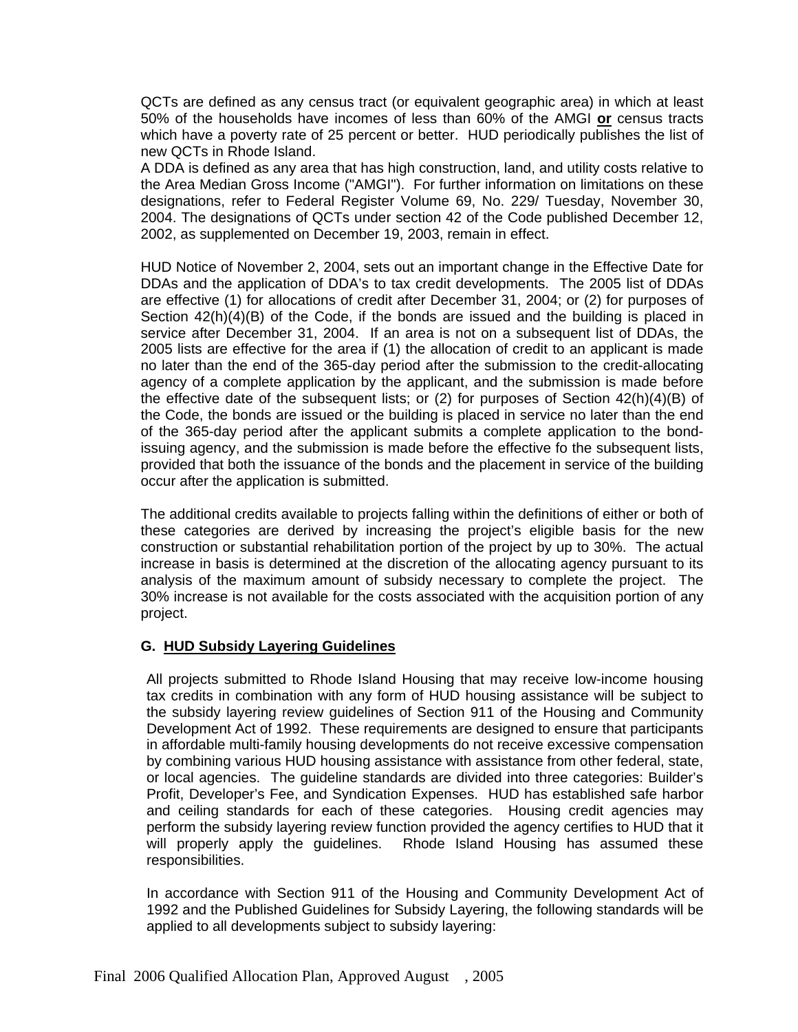QCTs are defined as any census tract (or equivalent geographic area) in which at least 50% of the households have incomes of less than 60% of the AMGI **or** census tracts which have a poverty rate of 25 percent or better. HUD periodically publishes the list of new QCTs in Rhode Island.

A DDA is defined as any area that has high construction, land, and utility costs relative to the Area Median Gross Income ("AMGI"). For further information on limitations on these designations, refer to Federal Register Volume 69, No. 229/ Tuesday, November 30, 2004. The designations of QCTs under section 42 of the Code published December 12, 2002, as supplemented on December 19, 2003, remain in effect.

HUD Notice of November 2, 2004, sets out an important change in the Effective Date for DDAs and the application of DDA's to tax credit developments. The 2005 list of DDAs are effective (1) for allocations of credit after December 31, 2004; or (2) for purposes of Section 42(h)(4)(B) of the Code, if the bonds are issued and the building is placed in service after December 31, 2004. If an area is not on a subsequent list of DDAs, the 2005 lists are effective for the area if (1) the allocation of credit to an applicant is made no later than the end of the 365-day period after the submission to the credit-allocating agency of a complete application by the applicant, and the submission is made before the effective date of the subsequent lists; or (2) for purposes of Section 42(h)(4)(B) of the Code, the bonds are issued or the building is placed in service no later than the end of the 365-day period after the applicant submits a complete application to the bond-issuing agency, and the submission is made before the effective fo the subsequent lists, provided that both the issuance of the bonds and the placement in service of the building occur after the application is submitted.

The additional credits available to projects falling within the definitions of either or both of these categories are derived by increasing the project's eligible basis for the new construction or substantial rehabilitation portion of the project by up to 30%. The actual increase in basis is determined at the discretion of the allocating agency pursuant to its analysis of the maximum amount of subsidy necessary to complete the project. The 30% increase is not available for the costs associated with the acquisition portion of any project.

### G. HUD Subsidy Layering Guidelines

All projects submitted to Rhode Island Housing that may receive low-income housing tax credits in combination with any form of HUD housing assistance will be subject to the subsidy layering review guidelines of Section 911 of the Housing and Community Development Act of 1992. These requirements are designed to ensure that participants in affordable multi-family housing developments do not receive excessive compensation by combining various HUD housing assistance with assistance from other federal, state, or local agencies. The guideline standards are divided into three categories: Builder's Profit, Developer's Fee, and Syndication Expenses. HUD has established safe harbor and ceiling standards for each of these categories. Housing credit agencies may perform the subsidy layering review function provided the agency certifies to HUD that it will properly apply the guidelines. Rhode Island Housing has assumed these responsibilities.

In accordance with Section 911 of the Housing and Community Development Act of 1992 and the Published Guidelines for Subsidy Layering, the following standards will be applied to all developments subject to subsidy layering: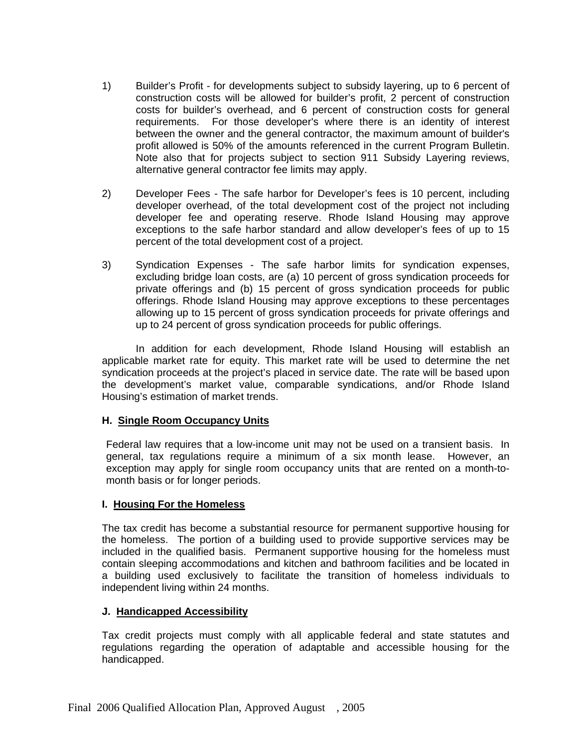1) Builder's Profit - for developments subject to subsidy layering, up to 6 percent of construction costs will be allowed for builder's profit, 2 percent of construction costs for builder's overhead, and 6 percent of construction costs for general requirements. For those developer's where there is an identity of interest between the owner and the general contractor, the maximum amount of builder's profit allowed is 50% of the amounts referenced in the current Program Bulletin. Note also that for projects subject to section 911 Subsidy Layering reviews, alternative general contractor fee limits may apply.

2) Developer Fees - The safe harbor for Developer's fees is 10 percent, including developer overhead, of the total development cost of the project not including developer fee and operating reserve. Rhode Island Housing may approve exceptions to the safe harbor standard and allow developer's fees of up to 15 percent of the total development cost of a project.

3) Syndication Expenses - The safe harbor limits for syndication expenses, excluding bridge loan costs, are (a) 10 percent of gross syndication proceeds for private offerings and (b) 15 percent of gross syndication proceeds for public offerings. Rhode Island Housing may approve exceptions to these percentages allowing up to 15 percent of gross syndication proceeds for private offerings and up to 24 percent of gross syndication proceeds for public offerings.

In addition for each development, Rhode Island Housing will establish an applicable market rate for equity. This market rate will be used to determine the net syndication proceeds at the project's placed in service date. The rate will be based upon the development's market value, comparable syndications, and/or Rhode Island Housing's estimation of market trends.

### H. Single Room Occupancy Units

Federal law requires that a low-income unit may not be used on a transient basis. In general, tax regulations require a minimum of a six month lease. However, an exception may apply for single room occupancy units that are rented on a month-to-month basis or for longer periods.

### I. Housing For the Homeless

The tax credit has become a substantial resource for permanent supportive housing for the homeless. The portion of a building used to provide supportive services may be included in the qualified basis. Permanent supportive housing for the homeless must contain sleeping accommodations and kitchen and bathroom facilities and be located in a building used exclusively to facilitate the transition of homeless individuals to independent living within 24 months.

### J. Handicapped Accessibility

Tax credit projects must comply with all applicable federal and state statutes and regulations regarding the operation of adaptable and accessible housing for the handicapped.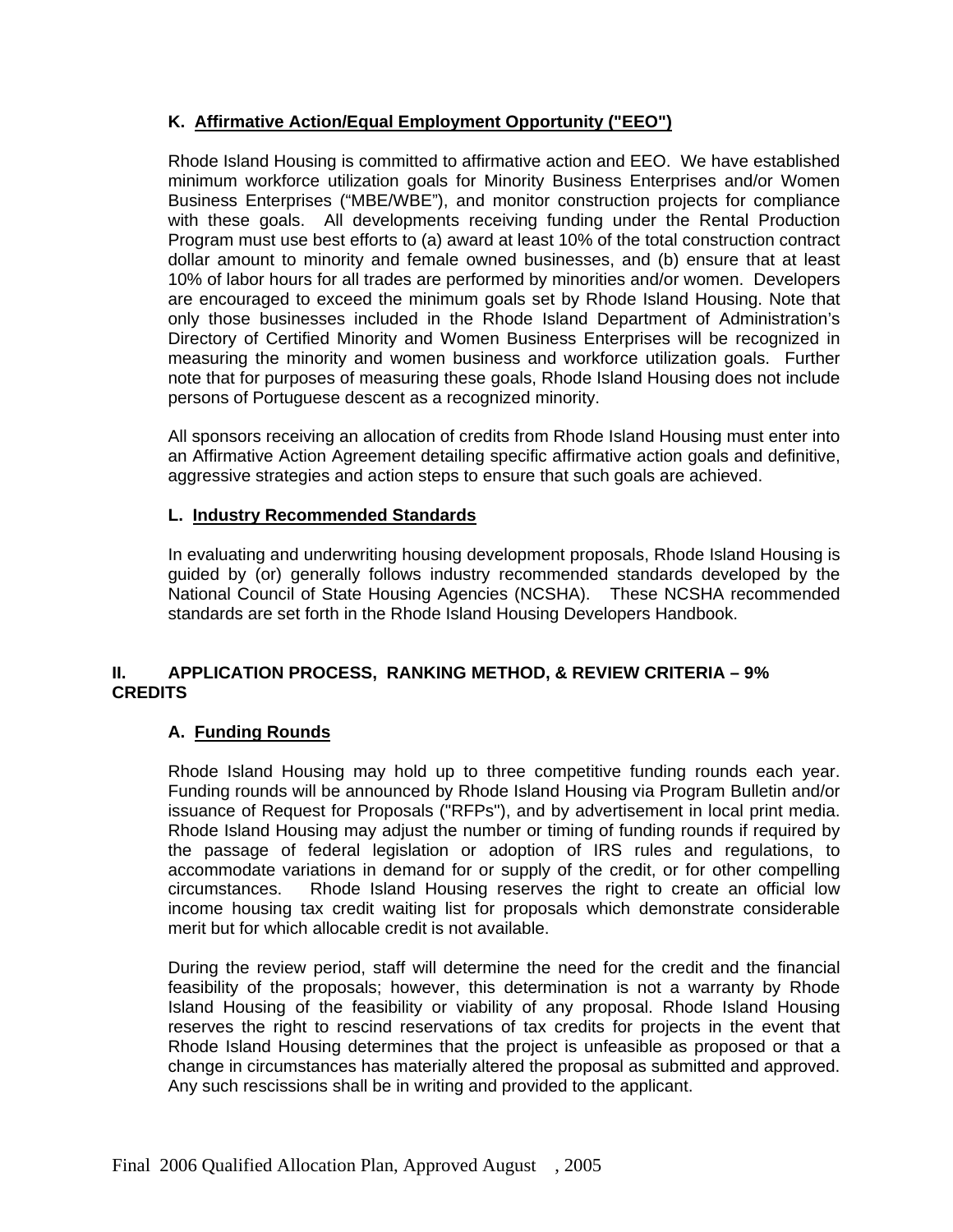### K. Affirmative Action/Equal Employment Opportunity ("EEO")

Rhode Island Housing is committed to affirmative action and EEO. We have established minimum workforce utilization goals for Minority Business Enterprises and/or Women Business Enterprises ("MBE/WBE"), and monitor construction projects for compliance with these goals. All developments receiving funding under the Rental Production Program must use best efforts to (a) award at least 10% of the total construction contract dollar amount to minority and female owned businesses, and (b) ensure that at least 10% of labor hours for all trades are performed by minorities and/or women. Developers are encouraged to exceed the minimum goals set by Rhode Island Housing. Note that only those businesses included in the Rhode Island Department of Administration's Directory of Certified Minority and Women Business Enterprises will be recognized in measuring the minority and women business and workforce utilization goals. Further note that for purposes of measuring these goals, Rhode Island Housing does not include persons of Portuguese descent as a recognized minority.

All sponsors receiving an allocation of credits from Rhode Island Housing must enter into an Affirmative Action Agreement detailing specific affirmative action goals and definitive, aggressive strategies and action steps to ensure that such goals are achieved.

### L. Industry Recommended Standards

In evaluating and underwriting housing development proposals, Rhode Island Housing is guided by (or) generally follows industry recommended standards developed by the National Council of State Housing Agencies (NCSHA). These NCSHA recommended standards are set forth in the Rhode Island Housing Developers Handbook.

## II. APPLICATION PROCESS, RANKING METHOD, & REVIEW CRITERIA – 9% CREDITS

### A. Funding Rounds

Rhode Island Housing may hold up to three competitive funding rounds each year. Funding rounds will be announced by Rhode Island Housing via Program Bulletin and/or issuance of Request for Proposals ("RFPs"), and by advertisement in local print media. Rhode Island Housing may adjust the number or timing of funding rounds if required by the passage of federal legislation or adoption of IRS rules and regulations, to accommodate variations in demand for or supply of the credit, or for other compelling circumstances. Rhode Island Housing reserves the right to create an official low income housing tax credit waiting list for proposals which demonstrate considerable merit but for which allocable credit is not available.

During the review period, staff will determine the need for the credit and the financial feasibility of the proposals; however, this determination is not a warranty by Rhode Island Housing of the feasibility or viability of any proposal. Rhode Island Housing reserves the right to rescind reservations of tax credits for projects in the event that Rhode Island Housing determines that the project is unfeasible as proposed or that a change in circumstances has materially altered the proposal as submitted and approved. Any such rescissions shall be in writing and provided to the applicant.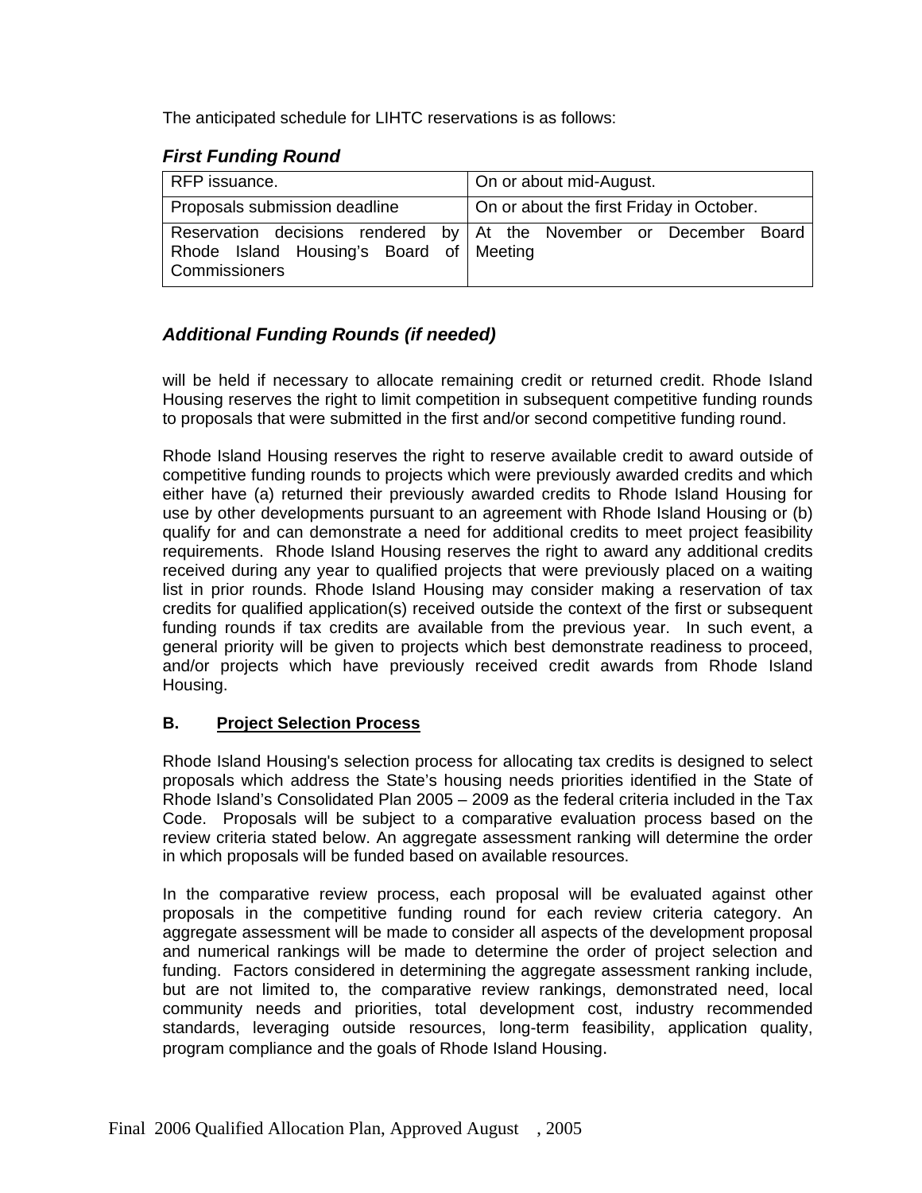The anticipated schedule for LIHTC reservations is as follows:

### *First Funding Round*

| | |
|---|---|
| RFP issuance. | On or about mid-August. |
| Proposals submission deadline | On or about the first Friday in October. |
| Reservation decisions rendered by Rhode Island Housing's Board of Commissioners | At the November or December Board Meeting |

### *Additional Funding Rounds (if needed)*

will be held if necessary to allocate remaining credit or returned credit. Rhode Island Housing reserves the right to limit competition in subsequent competitive funding rounds to proposals that were submitted in the first and/or second competitive funding round.

Rhode Island Housing reserves the right to reserve available credit to award outside of competitive funding rounds to projects which were previously awarded credits and which either have (a) returned their previously awarded credits to Rhode Island Housing for use by other developments pursuant to an agreement with Rhode Island Housing or (b) qualify for and can demonstrate a need for additional credits to meet project feasibility requirements. Rhode Island Housing reserves the right to award any additional credits received during any year to qualified projects that were previously placed on a waiting list in prior rounds. Rhode Island Housing may consider making a reservation of tax credits for qualified application(s) received outside the context of the first or subsequent funding rounds if tax credits are available from the previous year. In such event, a general priority will be given to projects which best demonstrate readiness to proceed, and/or projects which have previously received credit awards from Rhode Island Housing.

### B. Project Selection Process

Rhode Island Housing's selection process for allocating tax credits is designed to select proposals which address the State's housing needs priorities identified in the State of Rhode Island's Consolidated Plan 2005 – 2009 as the federal criteria included in the Tax Code. Proposals will be subject to a comparative evaluation process based on the review criteria stated below. An aggregate assessment ranking will determine the order in which proposals will be funded based on available resources.

In the comparative review process, each proposal will be evaluated against other proposals in the competitive funding round for each review criteria category. An aggregate assessment will be made to consider all aspects of the development proposal and numerical rankings will be made to determine the order of project selection and funding. Factors considered in determining the aggregate assessment ranking include, but are not limited to, the comparative review rankings, demonstrated need, local community needs and priorities, total development cost, industry recommended standards, leveraging outside resources, long-term feasibility, application quality, program compliance and the goals of Rhode Island Housing.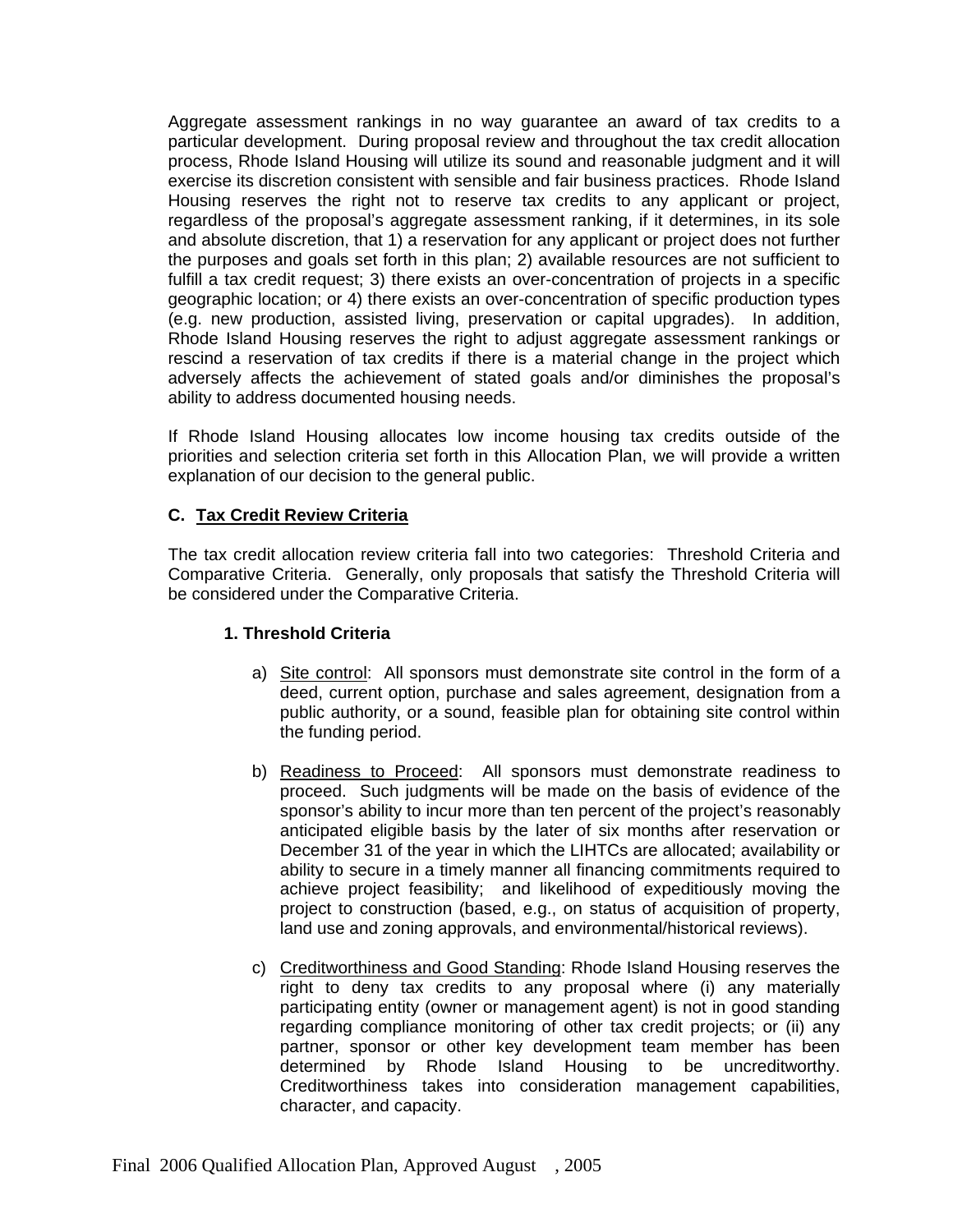Aggregate assessment rankings in no way guarantee an award of tax credits to a particular development. During proposal review and throughout the tax credit allocation process, Rhode Island Housing will utilize its sound and reasonable judgment and it will exercise its discretion consistent with sensible and fair business practices. Rhode Island Housing reserves the right not to reserve tax credits to any applicant or project, regardless of the proposal's aggregate assessment ranking, if it determines, in its sole and absolute discretion, that 1) a reservation for any applicant or project does not further the purposes and goals set forth in this plan; 2) available resources are not sufficient to fulfill a tax credit request; 3) there exists an over-concentration of projects in a specific geographic location; or 4) there exists an over-concentration of specific production types (e.g. new production, assisted living, preservation or capital upgrades). In addition, Rhode Island Housing reserves the right to adjust aggregate assessment rankings or rescind a reservation of tax credits if there is a material change in the project which adversely affects the achievement of stated goals and/or diminishes the proposal's ability to address documented housing needs.

If Rhode Island Housing allocates low income housing tax credits outside of the priorities and selection criteria set forth in this Allocation Plan, we will provide a written explanation of our decision to the general public.

### C. Tax Credit Review Criteria

The tax credit allocation review criteria fall into two categories: Threshold Criteria and Comparative Criteria. Generally, only proposals that satisfy the Threshold Criteria will be considered under the Comparative Criteria.

#### 1. Threshold Criteria

a) Site control: All sponsors must demonstrate site control in the form of a deed, current option, purchase and sales agreement, designation from a public authority, or a sound, feasible plan for obtaining site control within the funding period.

b) Readiness to Proceed: All sponsors must demonstrate readiness to proceed. Such judgments will be made on the basis of evidence of the sponsor's ability to incur more than ten percent of the project's reasonably anticipated eligible basis by the later of six months after reservation or December 31 of the year in which the LIHTCs are allocated; availability or ability to secure in a timely manner all financing commitments required to achieve project feasibility; and likelihood of expeditiously moving the project to construction (based, e.g., on status of acquisition of property, land use and zoning approvals, and environmental/historical reviews).

c) Creditworthiness and Good Standing: Rhode Island Housing reserves the right to deny tax credits to any proposal where (i) any materially participating entity (owner or management agent) is not in good standing regarding compliance monitoring of other tax credit projects; or (ii) any partner, sponsor or other key development team member has been determined by Rhode Island Housing to be uncreditworthy. Creditworthiness takes into consideration management capabilities, character, and capacity.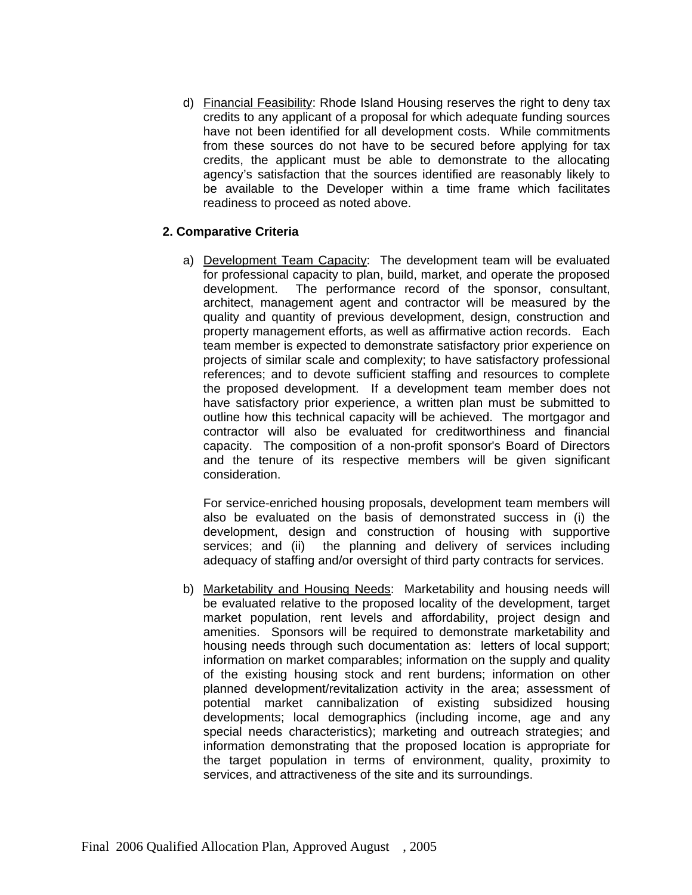d) Financial Feasibility: Rhode Island Housing reserves the right to deny tax credits to any applicant of a proposal for which adequate funding sources have not been identified for all development costs. While commitments from these sources do not have to be secured before applying for tax credits, the applicant must be able to demonstrate to the allocating agency's satisfaction that the sources identified are reasonably likely to be available to the Developer within a time frame which facilitates readiness to proceed as noted above.

**2. Comparative Criteria**

a) Development Team Capacity: The development team will be evaluated for professional capacity to plan, build, market, and operate the proposed development. The performance record of the sponsor, consultant, architect, management agent and contractor will be measured by the quality and quantity of previous development, design, construction and property management efforts, as well as affirmative action records. Each team member is expected to demonstrate satisfactory prior experience on projects of similar scale and complexity; to have satisfactory professional references; and to devote sufficient staffing and resources to complete the proposed development. If a development team member does not have satisfactory prior experience, a written plan must be submitted to outline how this technical capacity will be achieved. The mortgagor and contractor will also be evaluated for creditworthiness and financial capacity. The composition of a non-profit sponsor's Board of Directors and the tenure of its respective members will be given significant consideration.

   For service-enriched housing proposals, development team members will also be evaluated on the basis of demonstrated success in (i) the development, design and construction of housing with supportive services; and (ii) the planning and delivery of services including adequacy of staffing and/or oversight of third party contracts for services.

b) Marketability and Housing Needs: Marketability and housing needs will be evaluated relative to the proposed locality of the development, target market population, rent levels and affordability, project design and amenities. Sponsors will be required to demonstrate marketability and housing needs through such documentation as: letters of local support; information on market comparables; information on the supply and quality of the existing housing stock and rent burdens; information on other planned development/revitalization activity in the area; assessment of potential market cannibalization of existing subsidized housing developments; local demographics (including income, age and any special needs characteristics); marketing and outreach strategies; and information demonstrating that the proposed location is appropriate for the target population in terms of environment, quality, proximity to services, and attractiveness of the site and its surroundings.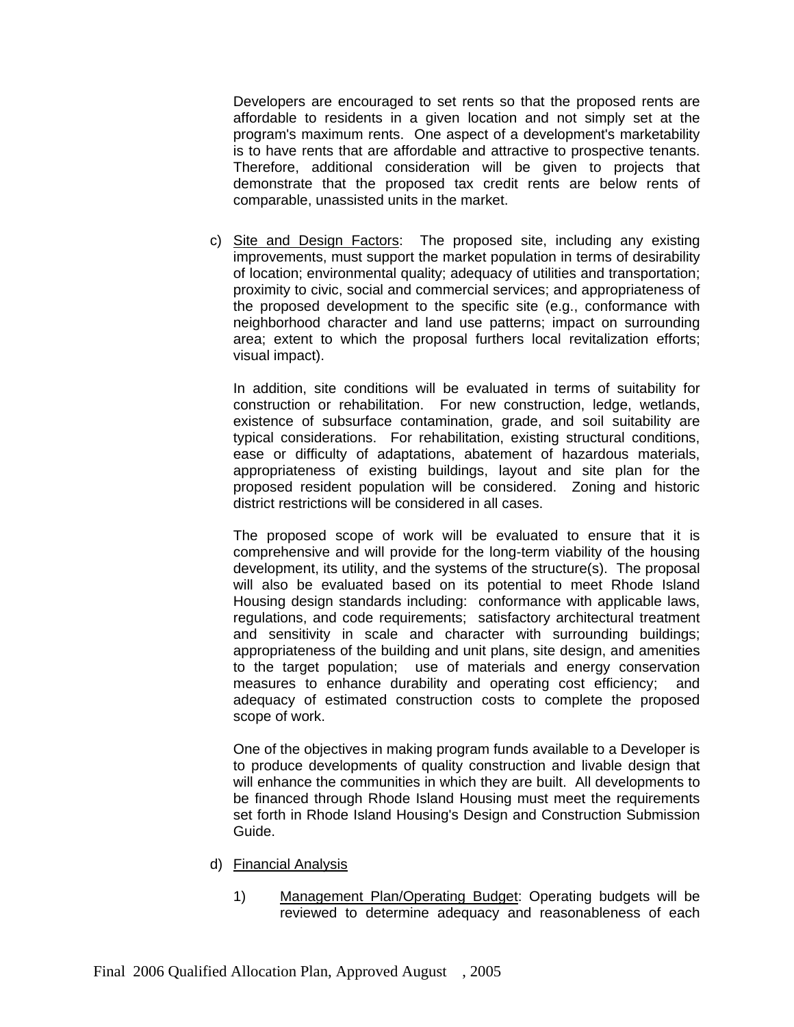Developers are encouraged to set rents so that the proposed rents are affordable to residents in a given location and not simply set at the program's maximum rents. One aspect of a development's marketability is to have rents that are affordable and attractive to prospective tenants. Therefore, additional consideration will be given to projects that demonstrate that the proposed tax credit rents are below rents of comparable, unassisted units in the market.

c) Site and Design Factors: The proposed site, including any existing improvements, must support the market population in terms of desirability of location; environmental quality; adequacy of utilities and transportation; proximity to civic, social and commercial services; and appropriateness of the proposed development to the specific site (e.g., conformance with neighborhood character and land use patterns; impact on surrounding area; extent to which the proposal furthers local revitalization efforts; visual impact).

In addition, site conditions will be evaluated in terms of suitability for construction or rehabilitation. For new construction, ledge, wetlands, existence of subsurface contamination, grade, and soil suitability are typical considerations. For rehabilitation, existing structural conditions, ease or difficulty of adaptations, abatement of hazardous materials, appropriateness of existing buildings, layout and site plan for the proposed resident population will be considered. Zoning and historic district restrictions will be considered in all cases.

The proposed scope of work will be evaluated to ensure that it is comprehensive and will provide for the long-term viability of the housing development, its utility, and the systems of the structure(s). The proposal will also be evaluated based on its potential to meet Rhode Island Housing design standards including: conformance with applicable laws, regulations, and code requirements; satisfactory architectural treatment and sensitivity in scale and character with surrounding buildings; appropriateness of the building and unit plans, site design, and amenities to the target population; use of materials and energy conservation measures to enhance durability and operating cost efficiency; and adequacy of estimated construction costs to complete the proposed scope of work.

One of the objectives in making program funds available to a Developer is to produce developments of quality construction and livable design that will enhance the communities in which they are built. All developments to be financed through Rhode Island Housing must meet the requirements set forth in Rhode Island Housing's Design and Construction Submission Guide.

d) Financial Analysis

1) Management Plan/Operating Budget: Operating budgets will be reviewed to determine adequacy and reasonableness of each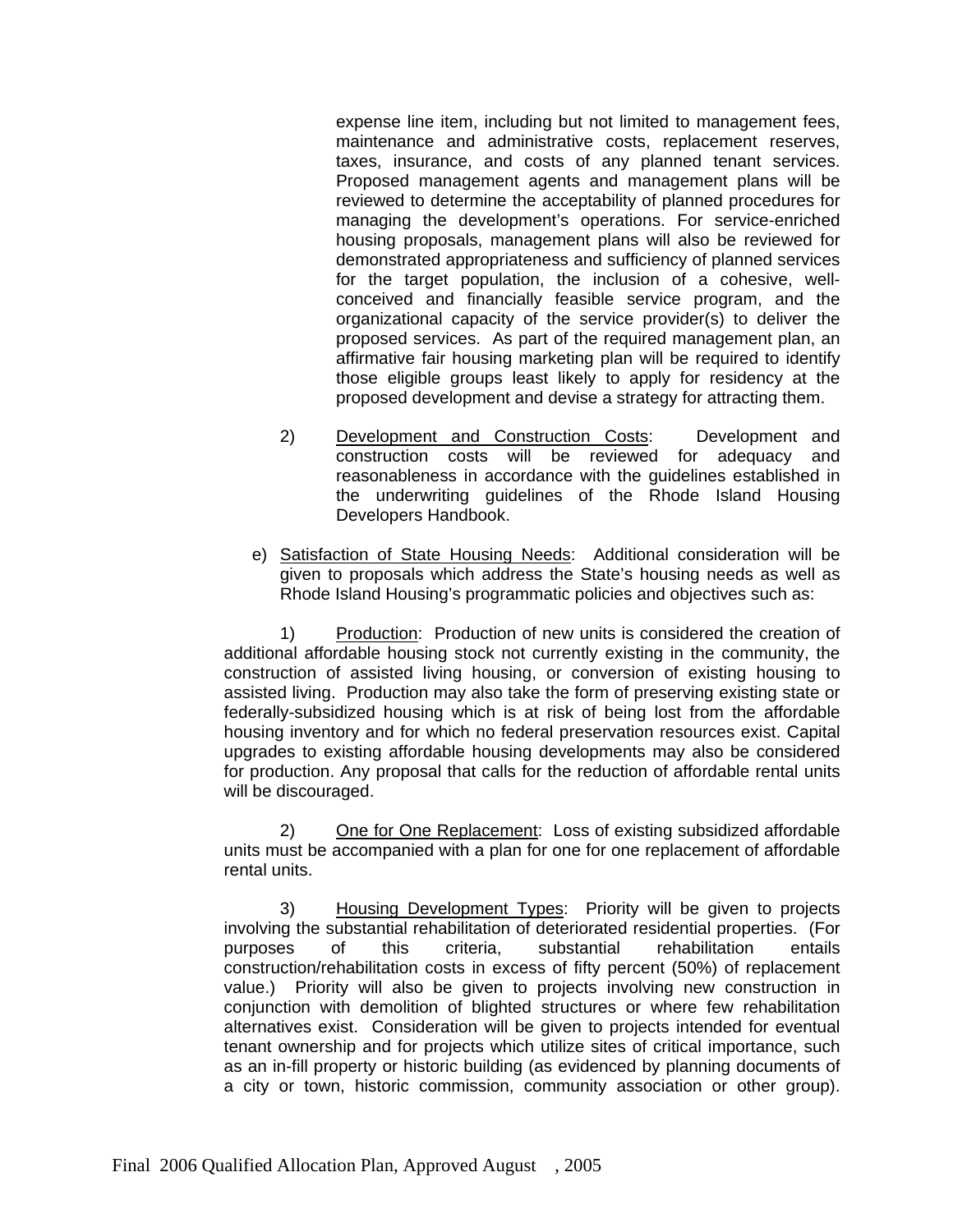expense line item, including but not limited to management fees, maintenance and administrative costs, replacement reserves, taxes, insurance, and costs of any planned tenant services. Proposed management agents and management plans will be reviewed to determine the acceptability of planned procedures for managing the development's operations. For service-enriched housing proposals, management plans will also be reviewed for demonstrated appropriateness and sufficiency of planned services for the target population, the inclusion of a cohesive, well-conceived and financially feasible service program, and the organizational capacity of the service provider(s) to deliver the proposed services. As part of the required management plan, an affirmative fair housing marketing plan will be required to identify those eligible groups least likely to apply for residency at the proposed development and devise a strategy for attracting them.

2) <u>Development and Construction Costs</u>: Development and construction costs will be reviewed for adequacy and reasonableness in accordance with the guidelines established in the underwriting guidelines of the Rhode Island Housing Developers Handbook.

e) <u>Satisfaction of State Housing Needs</u>: Additional consideration will be given to proposals which address the State's housing needs as well as Rhode Island Housing's programmatic policies and objectives such as:

1) <u>Production</u>: Production of new units is considered the creation of additional affordable housing stock not currently existing in the community, the construction of assisted living housing, or conversion of existing housing to assisted living. Production may also take the form of preserving existing state or federally-subsidized housing which is at risk of being lost from the affordable housing inventory and for which no federal preservation resources exist. Capital upgrades to existing affordable housing developments may also be considered for production. Any proposal that calls for the reduction of affordable rental units will be discouraged.

2) <u>One for One Replacement</u>: Loss of existing subsidized affordable units must be accompanied with a plan for one for one replacement of affordable rental units.

3) <u>Housing Development Types</u>: Priority will be given to projects involving the substantial rehabilitation of deteriorated residential properties. (For purposes of this criteria, substantial rehabilitation entails construction/rehabilitation costs in excess of fifty percent (50%) of replacement value.) Priority will also be given to projects involving new construction in conjunction with demolition of blighted structures or where few rehabilitation alternatives exist. Consideration will be given to projects intended for eventual tenant ownership and for projects which utilize sites of critical importance, such as an in-fill property or historic building (as evidenced by planning documents of a city or town, historic commission, community association or other group).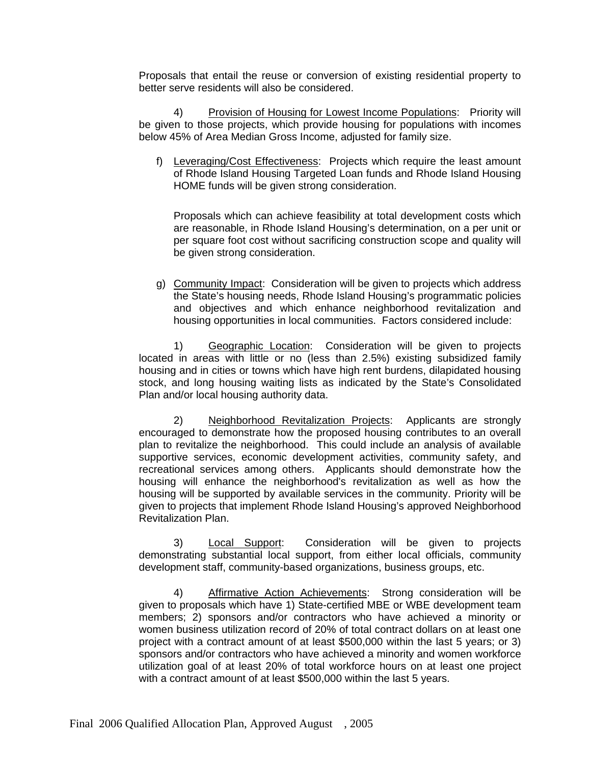Proposals that entail the reuse or conversion of existing residential property to better serve residents will also be considered.

4) Provision of Housing for Lowest Income Populations: Priority will be given to those projects, which provide housing for populations with incomes below 45% of Area Median Gross Income, adjusted for family size.

f) Leveraging/Cost Effectiveness: Projects which require the least amount of Rhode Island Housing Targeted Loan funds and Rhode Island Housing HOME funds will be given strong consideration.

Proposals which can achieve feasibility at total development costs which are reasonable, in Rhode Island Housing's determination, on a per unit or per square foot cost without sacrificing construction scope and quality will be given strong consideration.

g) Community Impact: Consideration will be given to projects which address the State's housing needs, Rhode Island Housing's programmatic policies and objectives and which enhance neighborhood revitalization and housing opportunities in local communities. Factors considered include:

1) Geographic Location: Consideration will be given to projects located in areas with little or no (less than 2.5%) existing subsidized family housing and in cities or towns which have high rent burdens, dilapidated housing stock, and long housing waiting lists as indicated by the State's Consolidated Plan and/or local housing authority data.

2) Neighborhood Revitalization Projects: Applicants are strongly encouraged to demonstrate how the proposed housing contributes to an overall plan to revitalize the neighborhood. This could include an analysis of available supportive services, economic development activities, community safety, and recreational services among others. Applicants should demonstrate how the housing will enhance the neighborhood's revitalization as well as how the housing will be supported by available services in the community. Priority will be given to projects that implement Rhode Island Housing's approved Neighborhood Revitalization Plan.

3) Local Support: Consideration will be given to projects demonstrating substantial local support, from either local officials, community development staff, community-based organizations, business groups, etc.

4) Affirmative Action Achievements: Strong consideration will be given to proposals which have 1) State-certified MBE or WBE development team members; 2) sponsors and/or contractors who have achieved a minority or women business utilization record of 20% of total contract dollars on at least one project with a contract amount of at least $500,000 within the last 5 years; or 3) sponsors and/or contractors who have achieved a minority and women workforce utilization goal of at least 20% of total workforce hours on at least one project with a contract amount of at least $500,000 within the last 5 years.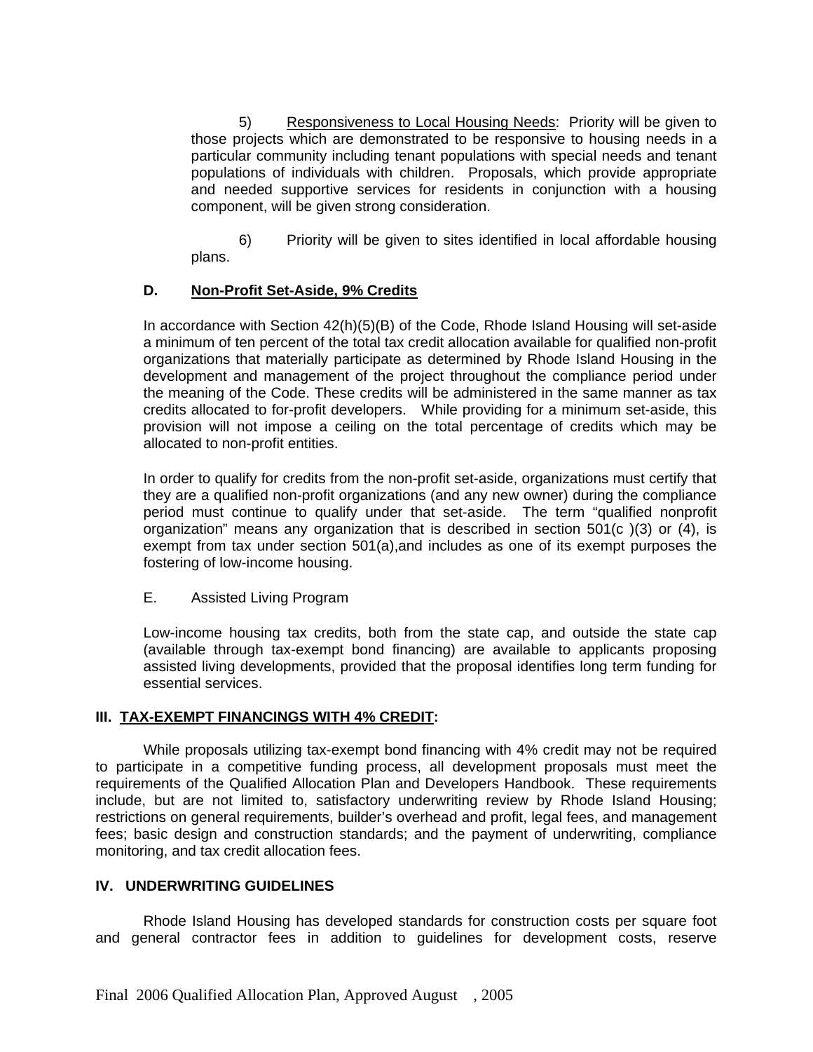5) Responsiveness to Local Housing Needs: Priority will be given to those projects which are demonstrated to be responsive to housing needs in a particular community including tenant populations with special needs and tenant populations of individuals with children. Proposals, which provide appropriate and needed supportive services for residents in conjunction with a housing component, will be given strong consideration.

6) Priority will be given to sites identified in local affordable housing plans.

**D. Non-Profit Set-Aside, 9% Credits**

In accordance with Section 42(h)(5)(B) of the Code, Rhode Island Housing will set-aside a minimum of ten percent of the total tax credit allocation available for qualified non-profit organizations that materially participate as determined by Rhode Island Housing in the development and management of the project throughout the compliance period under the meaning of the Code. These credits will be administered in the same manner as tax credits allocated to for-profit developers. While providing for a minimum set-aside, this provision will not impose a ceiling on the total percentage of credits which may be allocated to non-profit entities.

In order to qualify for credits from the non-profit set-aside, organizations must certify that they are a qualified non-profit organizations (and any new owner) during the compliance period must continue to qualify under that set-aside. The term "qualified nonprofit organization" means any organization that is described in section 501(c )(3) or (4), is exempt from tax under section 501(a),and includes as one of its exempt purposes the fostering of low-income housing.

E. Assisted Living Program

Low-income housing tax credits, both from the state cap, and outside the state cap (available through tax-exempt bond financing) are available to applicants proposing assisted living developments, provided that the proposal identifies long term funding for essential services.

## III. TAX-EXEMPT FINANCINGS WITH 4% CREDIT:

While proposals utilizing tax-exempt bond financing with 4% credit may not be required to participate in a competitive funding process, all development proposals must meet the requirements of the Qualified Allocation Plan and Developers Handbook. These requirements include, but are not limited to, satisfactory underwriting review by Rhode Island Housing; restrictions on general requirements, builder's overhead and profit, legal fees, and management fees; basic design and construction standards; and the payment of underwriting, compliance monitoring, and tax credit allocation fees.

## IV. UNDERWRITING GUIDELINES

Rhode Island Housing has developed standards for construction costs per square foot and general contractor fees in addition to guidelines for development costs, reserve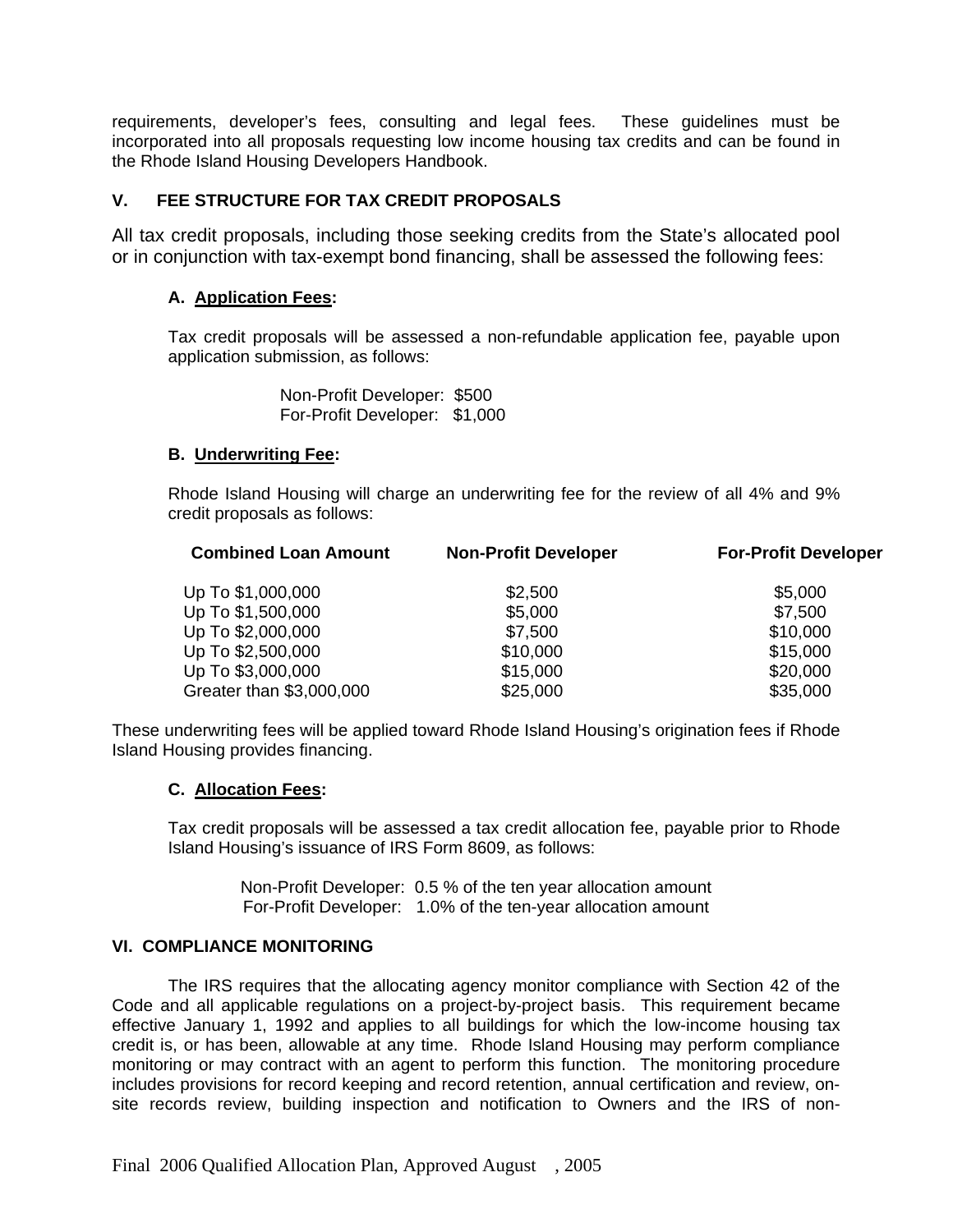requirements, developer's fees, consulting and legal fees. These guidelines must be incorporated into all proposals requesting low income housing tax credits and can be found in the Rhode Island Housing Developers Handbook.

## V. FEE STRUCTURE FOR TAX CREDIT PROPOSALS

All tax credit proposals, including those seeking credits from the State's allocated pool or in conjunction with tax-exempt bond financing, shall be assessed the following fees:

### A. Application Fees:

Tax credit proposals will be assessed a non-refundable application fee, payable upon application submission, as follows:

Non-Profit Developer: $500
For-Profit Developer: $1,000

### B. Underwriting Fee:

Rhode Island Housing will charge an underwriting fee for the review of all 4% and 9% credit proposals as follows:

| Combined Loan Amount | Non-Profit Developer | For-Profit Developer |
|---|---|---|
| Up To $1,000,000 | $2,500 | $5,000 |
| Up To $1,500,000 | $5,000 | $7,500 |
| Up To $2,000,000 | $7,500 | $10,000 |
| Up To $2,500,000 | $10,000 | $15,000 |
| Up To $3,000,000 | $15,000 | $20,000 |
| Greater than $3,000,000 | $25,000 | $35,000 |

These underwriting fees will be applied toward Rhode Island Housing's origination fees if Rhode Island Housing provides financing.

### C. Allocation Fees:

Tax credit proposals will be assessed a tax credit allocation fee, payable prior to Rhode Island Housing's issuance of IRS Form 8609, as follows:

Non-Profit Developer: 0.5 % of the ten year allocation amount
For-Profit Developer: 1.0% of the ten-year allocation amount

## VI. COMPLIANCE MONITORING

The IRS requires that the allocating agency monitor compliance with Section 42 of the Code and all applicable regulations on a project-by-project basis. This requirement became effective January 1, 1992 and applies to all buildings for which the low-income housing tax credit is, or has been, allowable at any time. Rhode Island Housing may perform compliance monitoring or may contract with an agent to perform this function. The monitoring procedure includes provisions for record keeping and record retention, annual certification and review, on-site records review, building inspection and notification to Owners and the IRS of non-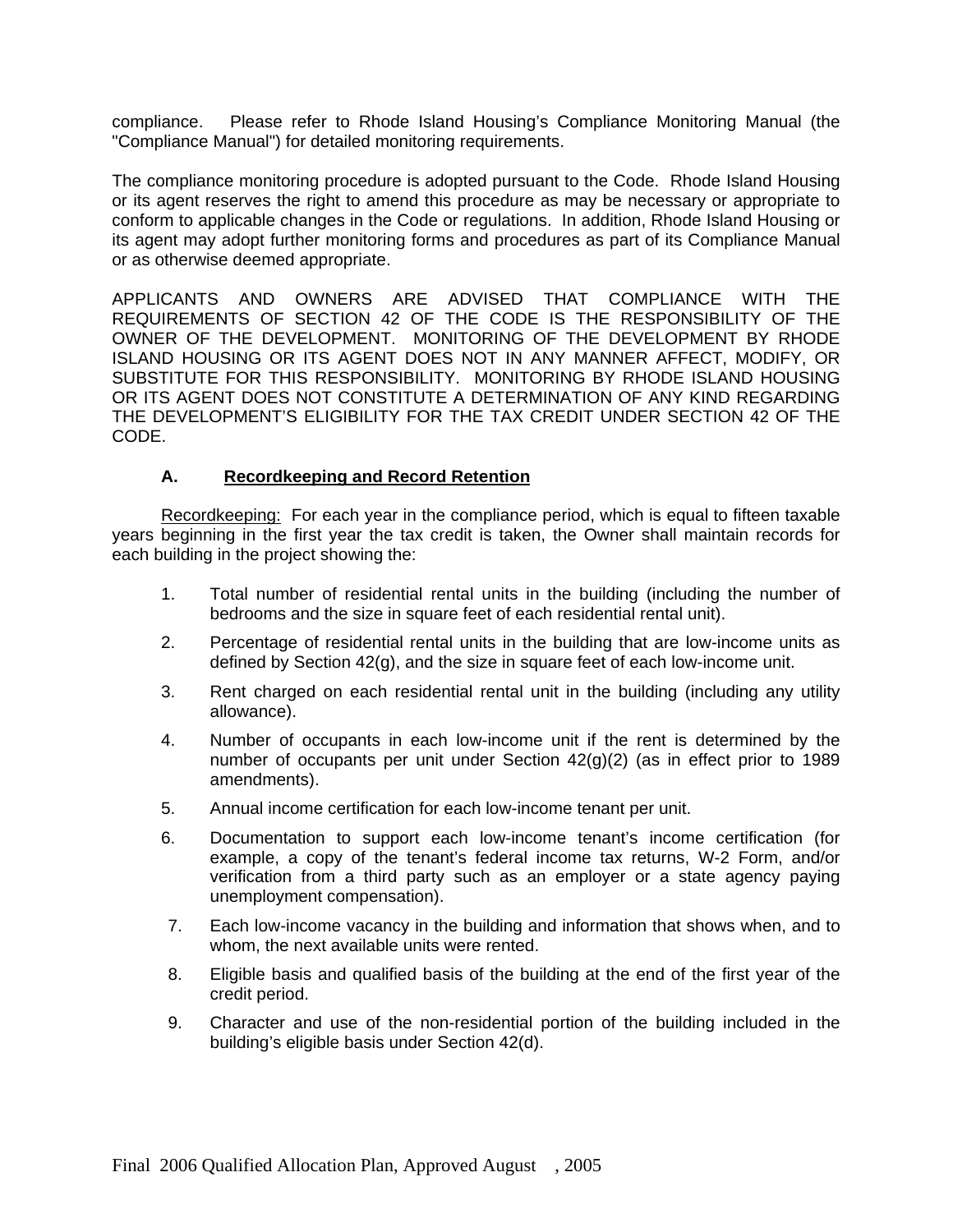compliance. Please refer to Rhode Island Housing's Compliance Monitoring Manual (the "Compliance Manual") for detailed monitoring requirements.

The compliance monitoring procedure is adopted pursuant to the Code. Rhode Island Housing or its agent reserves the right to amend this procedure as may be necessary or appropriate to conform to applicable changes in the Code or regulations. In addition, Rhode Island Housing or its agent may adopt further monitoring forms and procedures as part of its Compliance Manual or as otherwise deemed appropriate.

APPLICANTS AND OWNERS ARE ADVISED THAT COMPLIANCE WITH THE REQUIREMENTS OF SECTION 42 OF THE CODE IS THE RESPONSIBILITY OF THE OWNER OF THE DEVELOPMENT. MONITORING OF THE DEVELOPMENT BY RHODE ISLAND HOUSING OR ITS AGENT DOES NOT IN ANY MANNER AFFECT, MODIFY, OR SUBSTITUTE FOR THIS RESPONSIBILITY. MONITORING BY RHODE ISLAND HOUSING OR ITS AGENT DOES NOT CONSTITUTE A DETERMINATION OF ANY KIND REGARDING THE DEVELOPMENT'S ELIGIBILITY FOR THE TAX CREDIT UNDER SECTION 42 OF THE CODE.

### A. Recordkeeping and Record Retention

Recordkeeping: For each year in the compliance period, which is equal to fifteen taxable years beginning in the first year the tax credit is taken, the Owner shall maintain records for each building in the project showing the:

1. Total number of residential rental units in the building (including the number of bedrooms and the size in square feet of each residential rental unit).
2. Percentage of residential rental units in the building that are low-income units as defined by Section 42(g), and the size in square feet of each low-income unit.
3. Rent charged on each residential rental unit in the building (including any utility allowance).
4. Number of occupants in each low-income unit if the rent is determined by the number of occupants per unit under Section 42(g)(2) (as in effect prior to 1989 amendments).
5. Annual income certification for each low-income tenant per unit.
6. Documentation to support each low-income tenant's income certification (for example, a copy of the tenant's federal income tax returns, W-2 Form, and/or verification from a third party such as an employer or a state agency paying unemployment compensation).
7. Each low-income vacancy in the building and information that shows when, and to whom, the next available units were rented.
8. Eligible basis and qualified basis of the building at the end of the first year of the credit period.
9. Character and use of the non-residential portion of the building included in the building's eligible basis under Section 42(d).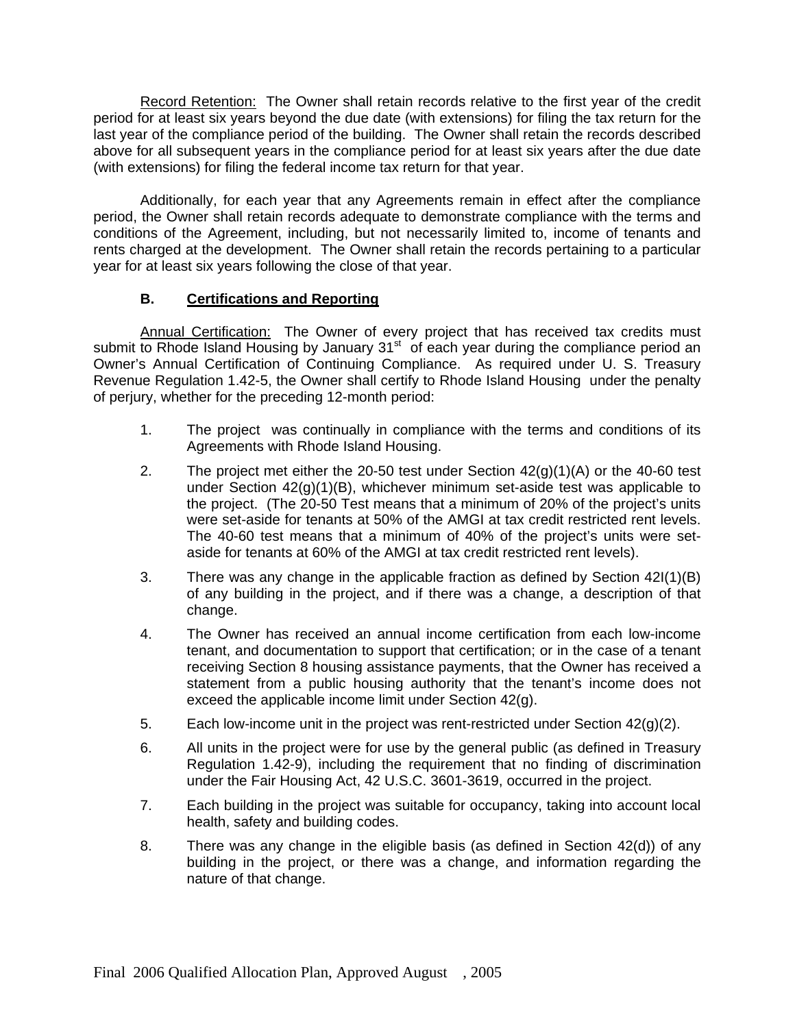Record Retention: The Owner shall retain records relative to the first year of the credit period for at least six years beyond the due date (with extensions) for filing the tax return for the last year of the compliance period of the building. The Owner shall retain the records described above for all subsequent years in the compliance period for at least six years after the due date (with extensions) for filing the federal income tax return for that year.

Additionally, for each year that any Agreements remain in effect after the compliance period, the Owner shall retain records adequate to demonstrate compliance with the terms and conditions of the Agreement, including, but not necessarily limited to, income of tenants and rents charged at the development. The Owner shall retain the records pertaining to a particular year for at least six years following the close of that year.

**B. Certifications and Reporting**

Annual Certification: The Owner of every project that has received tax credits must submit to Rhode Island Housing by January 31st of each year during the compliance period an Owner's Annual Certification of Continuing Compliance. As required under U. S. Treasury Revenue Regulation 1.42-5, the Owner shall certify to Rhode Island Housing under the penalty of perjury, whether for the preceding 12-month period:

1. The project was continually in compliance with the terms and conditions of its Agreements with Rhode Island Housing.
2. The project met either the 20-50 test under Section 42(g)(1)(A) or the 40-60 test under Section 42(g)(1)(B), whichever minimum set-aside test was applicable to the project. (The 20-50 Test means that a minimum of 20% of the project's units were set-aside for tenants at 50% of the AMGI at tax credit restricted rent levels. The 40-60 test means that a minimum of 40% of the project's units were set-aside for tenants at 60% of the AMGI at tax credit restricted rent levels).
3. There was any change in the applicable fraction as defined by Section 42I(1)(B) of any building in the project, and if there was a change, a description of that change.
4. The Owner has received an annual income certification from each low-income tenant, and documentation to support that certification; or in the case of a tenant receiving Section 8 housing assistance payments, that the Owner has received a statement from a public housing authority that the tenant's income does not exceed the applicable income limit under Section 42(g).
5. Each low-income unit in the project was rent-restricted under Section 42(g)(2).
6. All units in the project were for use by the general public (as defined in Treasury Regulation 1.42-9), including the requirement that no finding of discrimination under the Fair Housing Act, 42 U.S.C. 3601-3619, occurred in the project.
7. Each building in the project was suitable for occupancy, taking into account local health, safety and building codes.
8. There was any change in the eligible basis (as defined in Section 42(d)) of any building in the project, or there was a change, and information regarding the nature of that change.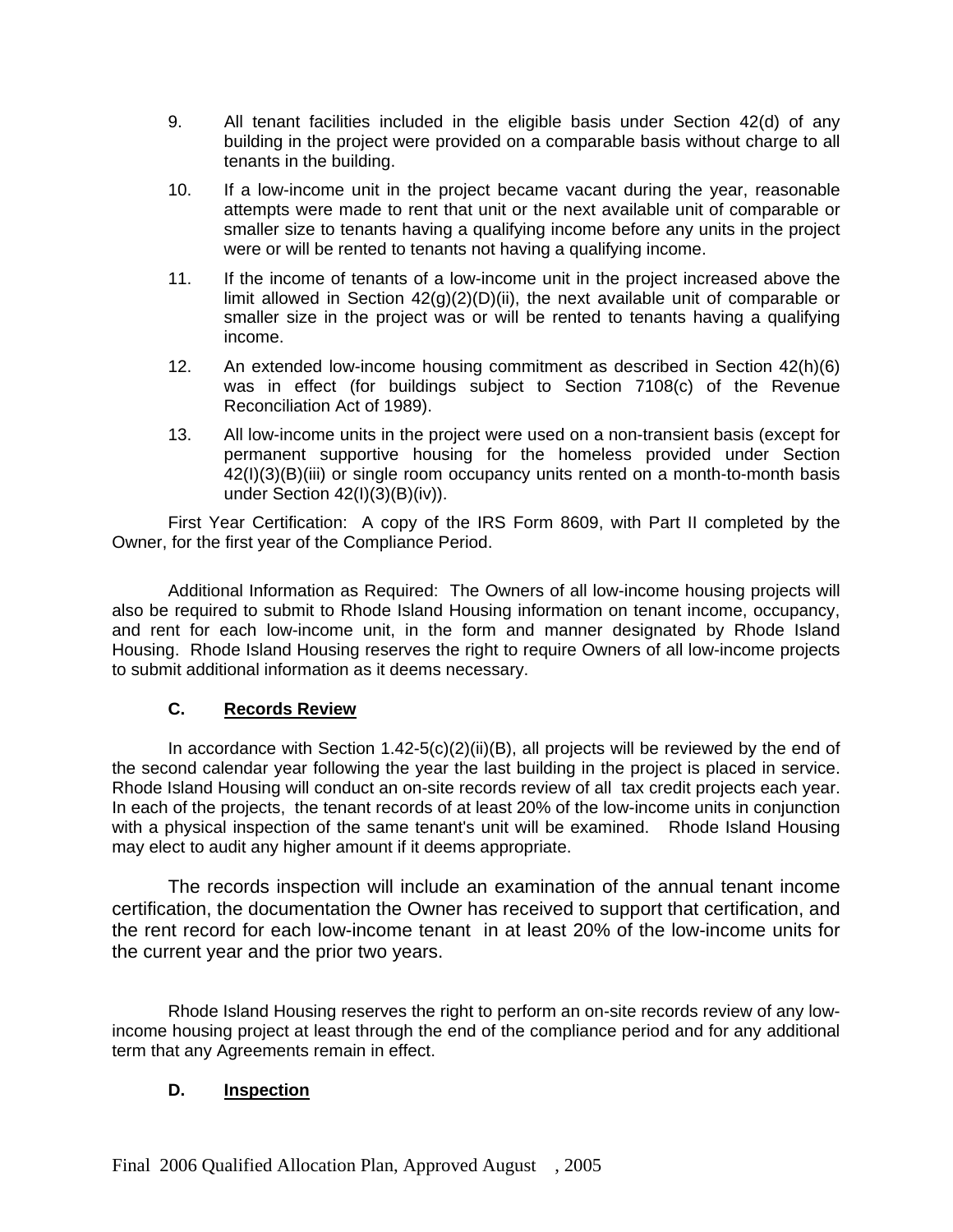9. All tenant facilities included in the eligible basis under Section 42(d) of any building in the project were provided on a comparable basis without charge to all tenants in the building.

10. If a low-income unit in the project became vacant during the year, reasonable attempts were made to rent that unit or the next available unit of comparable or smaller size to tenants having a qualifying income before any units in the project were or will be rented to tenants not having a qualifying income.

11. If the income of tenants of a low-income unit in the project increased above the limit allowed in Section 42(g)(2)(D)(ii), the next available unit of comparable or smaller size in the project was or will be rented to tenants having a qualifying income.

12. An extended low-income housing commitment as described in Section 42(h)(6) was in effect (for buildings subject to Section 7108(c) of the Revenue Reconciliation Act of 1989).

13. All low-income units in the project were used on a non-transient basis (except for permanent supportive housing for the homeless provided under Section 42(I)(3)(B)(iii) or single room occupancy units rented on a month-to-month basis under Section 42(I)(3)(B)(iv)).

First Year Certification: A copy of the IRS Form 8609, with Part II completed by the Owner, for the first year of the Compliance Period.

Additional Information as Required: The Owners of all low-income housing projects will also be required to submit to Rhode Island Housing information on tenant income, occupancy, and rent for each low-income unit, in the form and manner designated by Rhode Island Housing. Rhode Island Housing reserves the right to require Owners of all low-income projects to submit additional information as it deems necessary.

### C. Records Review

In accordance with Section 1.42-5(c)(2)(ii)(B), all projects will be reviewed by the end of the second calendar year following the year the last building in the project is placed in service. Rhode Island Housing will conduct an on-site records review of all tax credit projects each year. In each of the projects, the tenant records of at least 20% of the low-income units in conjunction with a physical inspection of the same tenant's unit will be examined. Rhode Island Housing may elect to audit any higher amount if it deems appropriate.

The records inspection will include an examination of the annual tenant income certification, the documentation the Owner has received to support that certification, and the rent record for each low-income tenant in at least 20% of the low-income units for the current year and the prior two years.

Rhode Island Housing reserves the right to perform an on-site records review of any low-income housing project at least through the end of the compliance period and for any additional term that any Agreements remain in effect.

### D. Inspection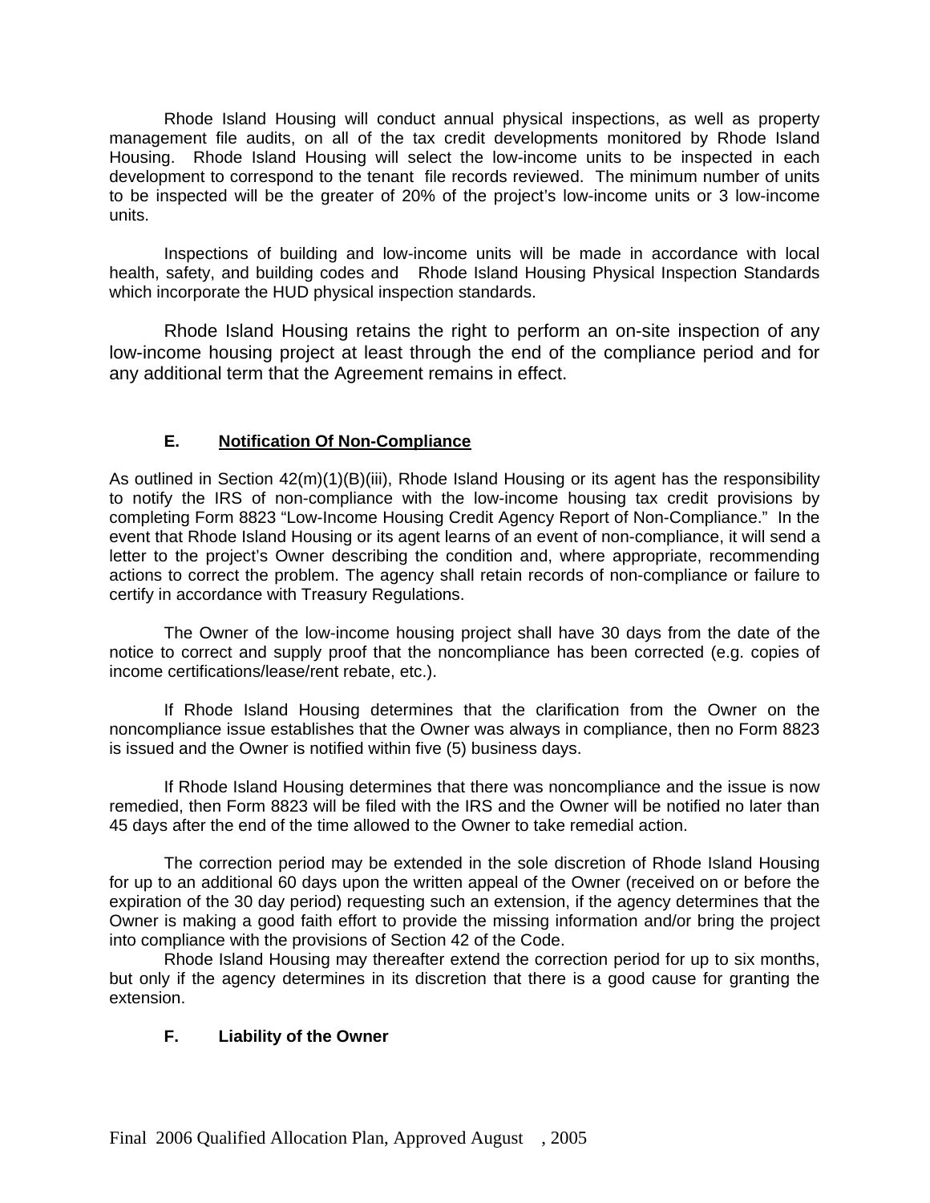Rhode Island Housing will conduct annual physical inspections, as well as property management file audits, on all of the tax credit developments monitored by Rhode Island Housing. Rhode Island Housing will select the low-income units to be inspected in each development to correspond to the tenant file records reviewed. The minimum number of units to be inspected will be the greater of 20% of the project's low-income units or 3 low-income units.

Inspections of building and low-income units will be made in accordance with local health, safety, and building codes and Rhode Island Housing Physical Inspection Standards which incorporate the HUD physical inspection standards.

Rhode Island Housing retains the right to perform an on-site inspection of any low-income housing project at least through the end of the compliance period and for any additional term that the Agreement remains in effect.

### E. Notification Of Non-Compliance

As outlined in Section 42(m)(1)(B)(iii), Rhode Island Housing or its agent has the responsibility to notify the IRS of non-compliance with the low-income housing tax credit provisions by completing Form 8823 "Low-Income Housing Credit Agency Report of Non-Compliance." In the event that Rhode Island Housing or its agent learns of an event of non-compliance, it will send a letter to the project's Owner describing the condition and, where appropriate, recommending actions to correct the problem. The agency shall retain records of non-compliance or failure to certify in accordance with Treasury Regulations.

The Owner of the low-income housing project shall have 30 days from the date of the notice to correct and supply proof that the noncompliance has been corrected (e.g. copies of income certifications/lease/rent rebate, etc.).

If Rhode Island Housing determines that the clarification from the Owner on the noncompliance issue establishes that the Owner was always in compliance, then no Form 8823 is issued and the Owner is notified within five (5) business days.

If Rhode Island Housing determines that there was noncompliance and the issue is now remedied, then Form 8823 will be filed with the IRS and the Owner will be notified no later than 45 days after the end of the time allowed to the Owner to take remedial action.

The correction period may be extended in the sole discretion of Rhode Island Housing for up to an additional 60 days upon the written appeal of the Owner (received on or before the expiration of the 30 day period) requesting such an extension, if the agency determines that the Owner is making a good faith effort to provide the missing information and/or bring the project into compliance with the provisions of Section 42 of the Code.

Rhode Island Housing may thereafter extend the correction period for up to six months, but only if the agency determines in its discretion that there is a good cause for granting the extension.

### F. Liability of the Owner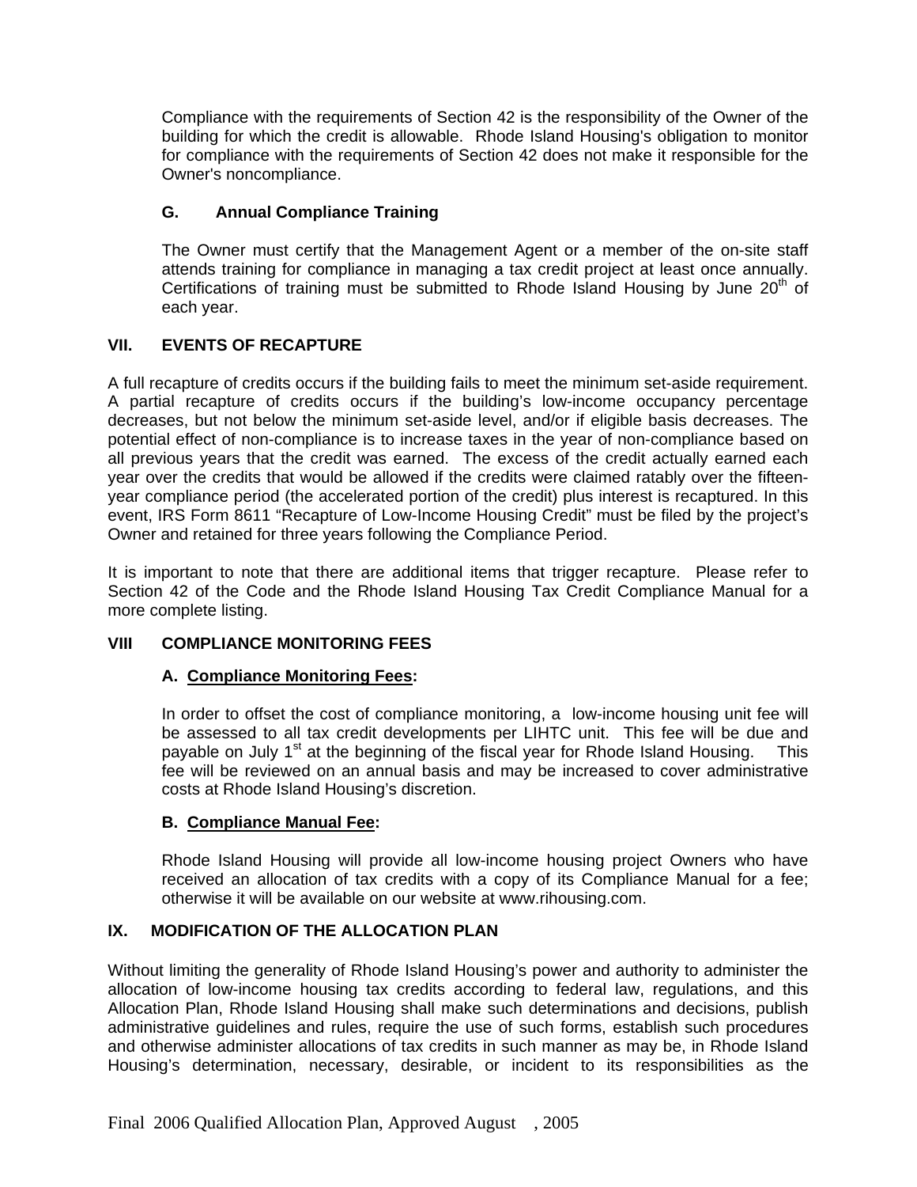Compliance with the requirements of Section 42 is the responsibility of the Owner of the building for which the credit is allowable. Rhode Island Housing's obligation to monitor for compliance with the requirements of Section 42 does not make it responsible for the Owner's noncompliance.

### G. Annual Compliance Training

The Owner must certify that the Management Agent or a member of the on-site staff attends training for compliance in managing a tax credit project at least once annually. Certifications of training must be submitted to Rhode Island Housing by June 20th of each year.

## VII. EVENTS OF RECAPTURE

A full recapture of credits occurs if the building fails to meet the minimum set-aside requirement. A partial recapture of credits occurs if the building's low-income occupancy percentage decreases, but not below the minimum set-aside level, and/or if eligible basis decreases. The potential effect of non-compliance is to increase taxes in the year of non-compliance based on all previous years that the credit was earned. The excess of the credit actually earned each year over the credits that would be allowed if the credits were claimed ratably over the fifteen-year compliance period (the accelerated portion of the credit) plus interest is recaptured. In this event, IRS Form 8611 "Recapture of Low-Income Housing Credit" must be filed by the project's Owner and retained for three years following the Compliance Period.

It is important to note that there are additional items that trigger recapture. Please refer to Section 42 of the Code and the Rhode Island Housing Tax Credit Compliance Manual for a more complete listing.

## VIII COMPLIANCE MONITORING FEES

### A. Compliance Monitoring Fees:

In order to offset the cost of compliance monitoring, a low-income housing unit fee will be assessed to all tax credit developments per LIHTC unit. This fee will be due and payable on July 1st at the beginning of the fiscal year for Rhode Island Housing. This fee will be reviewed on an annual basis and may be increased to cover administrative costs at Rhode Island Housing's discretion.

### B. Compliance Manual Fee:

Rhode Island Housing will provide all low-income housing project Owners who have received an allocation of tax credits with a copy of its Compliance Manual for a fee; otherwise it will be available on our website at www.rihousing.com.

## IX. MODIFICATION OF THE ALLOCATION PLAN

Without limiting the generality of Rhode Island Housing's power and authority to administer the allocation of low-income housing tax credits according to federal law, regulations, and this Allocation Plan, Rhode Island Housing shall make such determinations and decisions, publish administrative guidelines and rules, require the use of such forms, establish such procedures and otherwise administer allocations of tax credits in such manner as may be, in Rhode Island Housing's determination, necessary, desirable, or incident to its responsibilities as the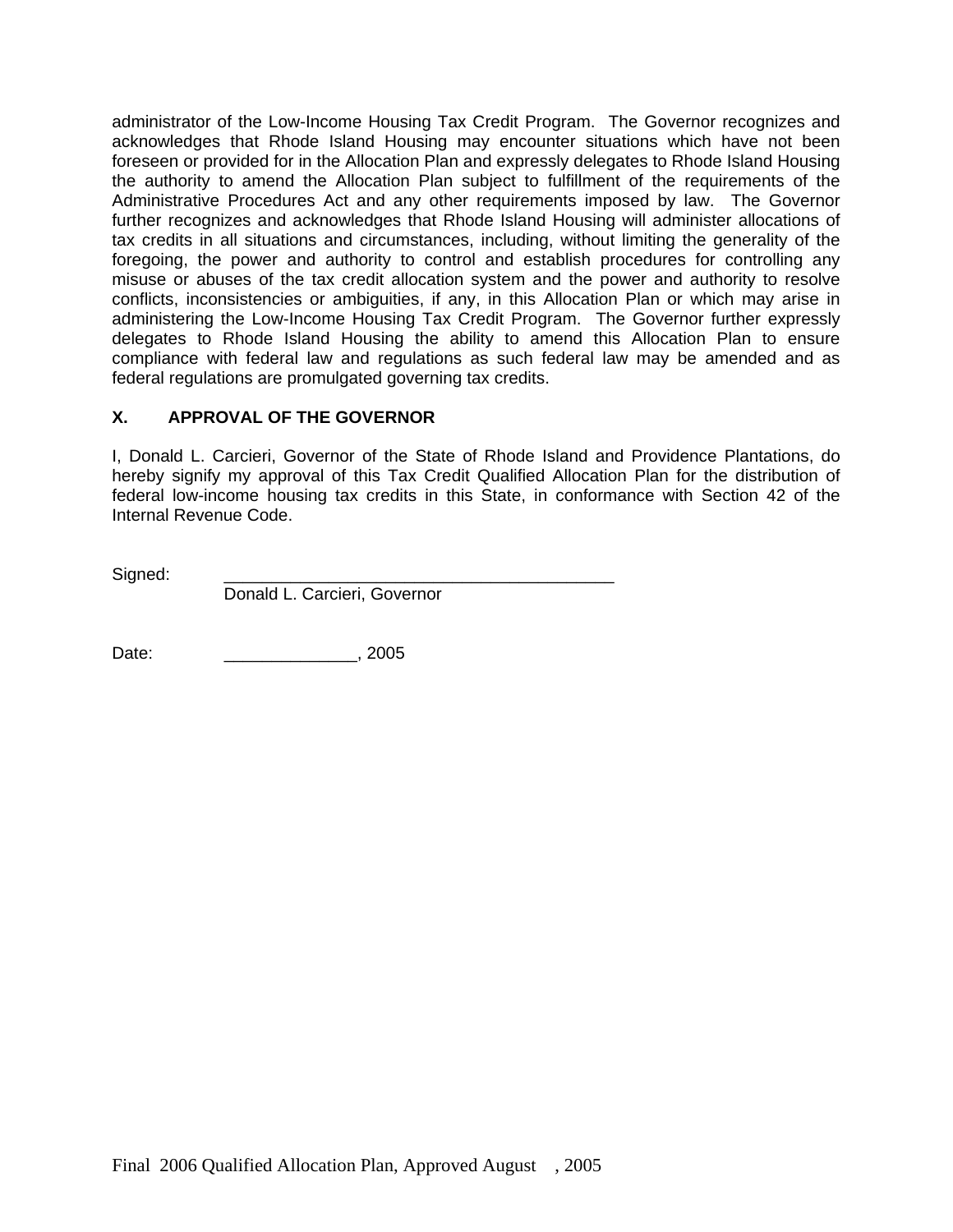administrator of the Low-Income Housing Tax Credit Program. The Governor recognizes and acknowledges that Rhode Island Housing may encounter situations which have not been foreseen or provided for in the Allocation Plan and expressly delegates to Rhode Island Housing the authority to amend the Allocation Plan subject to fulfillment of the requirements of the Administrative Procedures Act and any other requirements imposed by law. The Governor further recognizes and acknowledges that Rhode Island Housing will administer allocations of tax credits in all situations and circumstances, including, without limiting the generality of the foregoing, the power and authority to control and establish procedures for controlling any misuse or abuses of the tax credit allocation system and the power and authority to resolve conflicts, inconsistencies or ambiguities, if any, in this Allocation Plan or which may arise in administering the Low-Income Housing Tax Credit Program. The Governor further expressly delegates to Rhode Island Housing the ability to amend this Allocation Plan to ensure compliance with federal law and regulations as such federal law may be amended and as federal regulations are promulgated governing tax credits.

## X. APPROVAL OF THE GOVERNOR

I, Donald L. Carcieri, Governor of the State of Rhode Island and Providence Plantations, do hereby signify my approval of this Tax Credit Qualified Allocation Plan for the distribution of federal low-income housing tax credits in this State, in conformance with Section 42 of the Internal Revenue Code.

Signed: ________________________________________

Donald L. Carcieri, Governor

Date: ______________, 2005